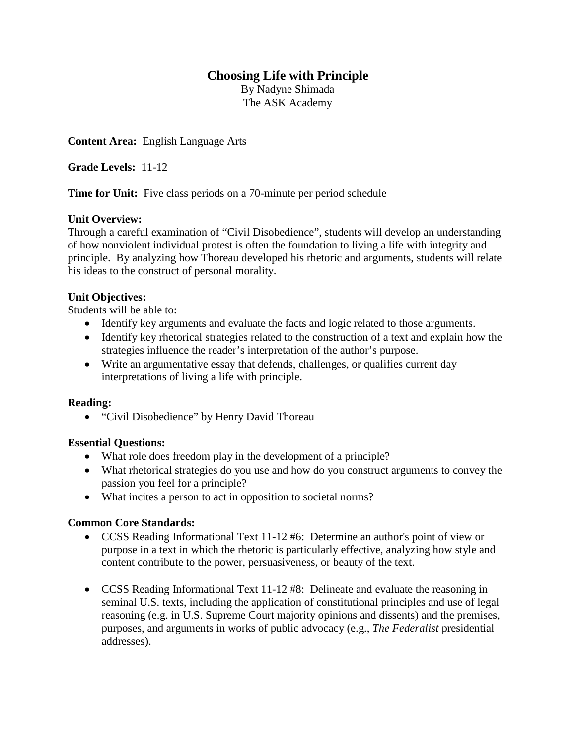# Choosing Life with Principle

By Nadyne Shimada
The ASK Academy

**Content Area:** English Language Arts

**Grade Levels:** 11-12

**Time for Unit:** Five class periods on a 70-minute per period schedule

**Unit Overview:**
Through a careful examination of "Civil Disobedience", students will develop an understanding of how nonviolent individual protest is often the foundation to living a life with integrity and principle. By analyzing how Thoreau developed his rhetoric and arguments, students will relate his ideas to the construct of personal morality.

**Unit Objectives:**
Students will be able to:

- Identify key arguments and evaluate the facts and logic related to those arguments.
- Identify key rhetorical strategies related to the construction of a text and explain how the strategies influence the reader's interpretation of the author's purpose.
- Write an argumentative essay that defends, challenges, or qualifies current day interpretations of living a life with principle.

**Reading:**

- "Civil Disobedience" by Henry David Thoreau

**Essential Questions:**

- What role does freedom play in the development of a principle?
- What rhetorical strategies do you use and how do you construct arguments to convey the passion you feel for a principle?
- What incites a person to act in opposition to societal norms?

**Common Core Standards:**

- CCSS Reading Informational Text 11-12 #6: Determine an author's point of view or purpose in a text in which the rhetoric is particularly effective, analyzing how style and content contribute to the power, persuasiveness, or beauty of the text.

- CCSS Reading Informational Text 11-12 #8: Delineate and evaluate the reasoning in seminal U.S. texts, including the application of constitutional principles and use of legal reasoning (e.g. in U.S. Supreme Court majority opinions and dissents) and the premises, purposes, and arguments in works of public advocacy (e.g., *The Federalist* presidential addresses).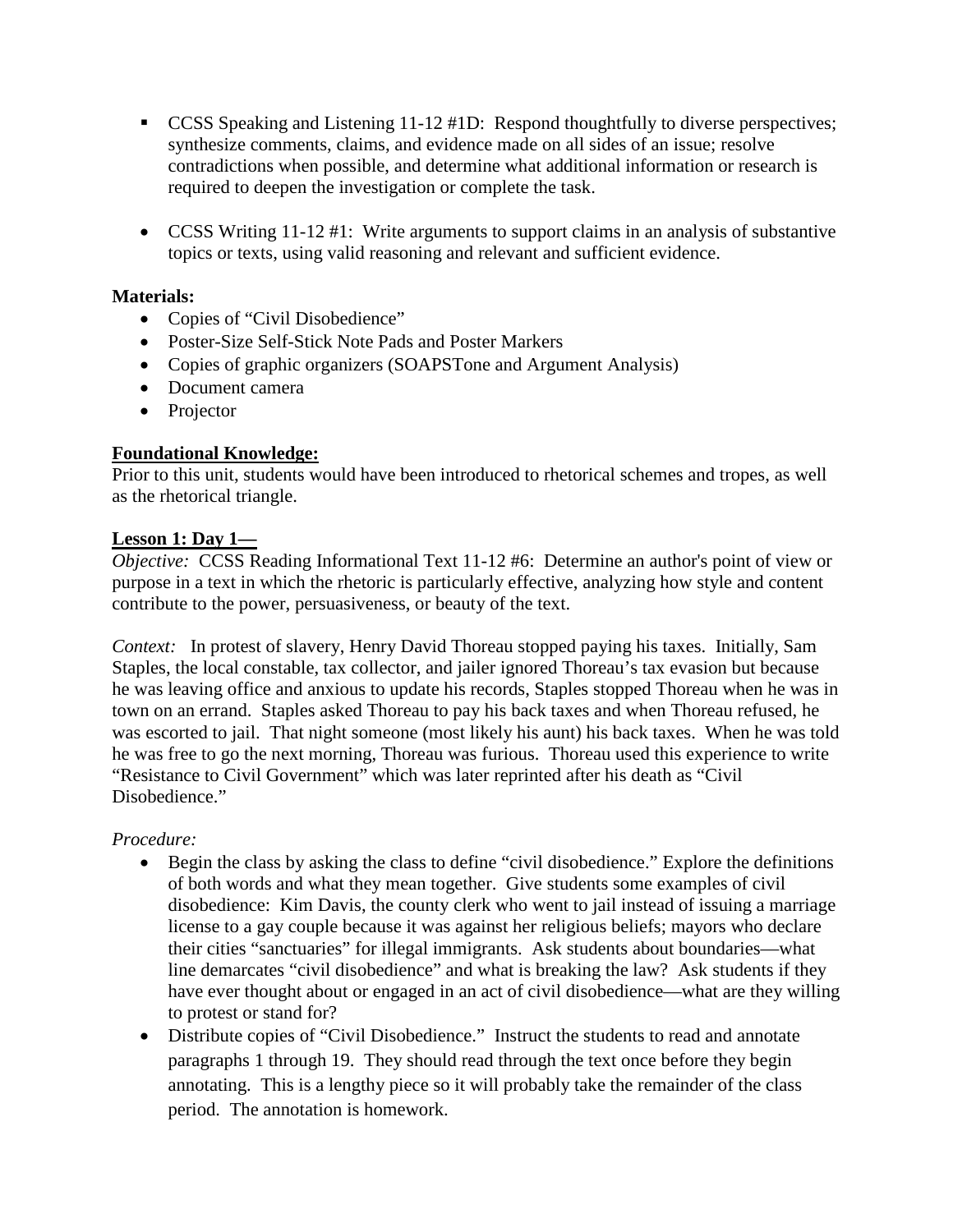- CCSS Speaking and Listening 11-12 #1D: Respond thoughtfully to diverse perspectives; synthesize comments, claims, and evidence made on all sides of an issue; resolve contradictions when possible, and determine what additional information or research is required to deepen the investigation or complete the task.

- CCSS Writing 11-12 #1: Write arguments to support claims in an analysis of substantive topics or texts, using valid reasoning and relevant and sufficient evidence.

**Materials:**

- Copies of "Civil Disobedience"
- Poster-Size Self-Stick Note Pads and Poster Markers
- Copies of graphic organizers (SOAPSTone and Argument Analysis)
- Document camera
- Projector

**Foundational Knowledge:**

Prior to this unit, students would have been introduced to rhetorical schemes and tropes, as well as the rhetorical triangle.

**Lesson 1: Day 1—**

*Objective:* CCSS Reading Informational Text 11-12 #6: Determine an author's point of view or purpose in a text in which the rhetoric is particularly effective, analyzing how style and content contribute to the power, persuasiveness, or beauty of the text.

*Context:* In protest of slavery, Henry David Thoreau stopped paying his taxes. Initially, Sam Staples, the local constable, tax collector, and jailer ignored Thoreau's tax evasion but because he was leaving office and anxious to update his records, Staples stopped Thoreau when he was in town on an errand. Staples asked Thoreau to pay his back taxes and when Thoreau refused, he was escorted to jail. That night someone (most likely his aunt) his back taxes. When he was told he was free to go the next morning, Thoreau was furious. Thoreau used this experience to write "Resistance to Civil Government" which was later reprinted after his death as "Civil Disobedience."

*Procedure:*

- Begin the class by asking the class to define "civil disobedience." Explore the definitions of both words and what they mean together. Give students some examples of civil disobedience: Kim Davis, the county clerk who went to jail instead of issuing a marriage license to a gay couple because it was against her religious beliefs; mayors who declare their cities "sanctuaries" for illegal immigrants. Ask students about boundaries—what line demarcates "civil disobedience" and what is breaking the law? Ask students if they have ever thought about or engaged in an act of civil disobedience—what are they willing to protest or stand for?
- Distribute copies of "Civil Disobedience." Instruct the students to read and annotate paragraphs 1 through 19. They should read through the text once before they begin annotating. This is a lengthy piece so it will probably take the remainder of the class period. The annotation is homework.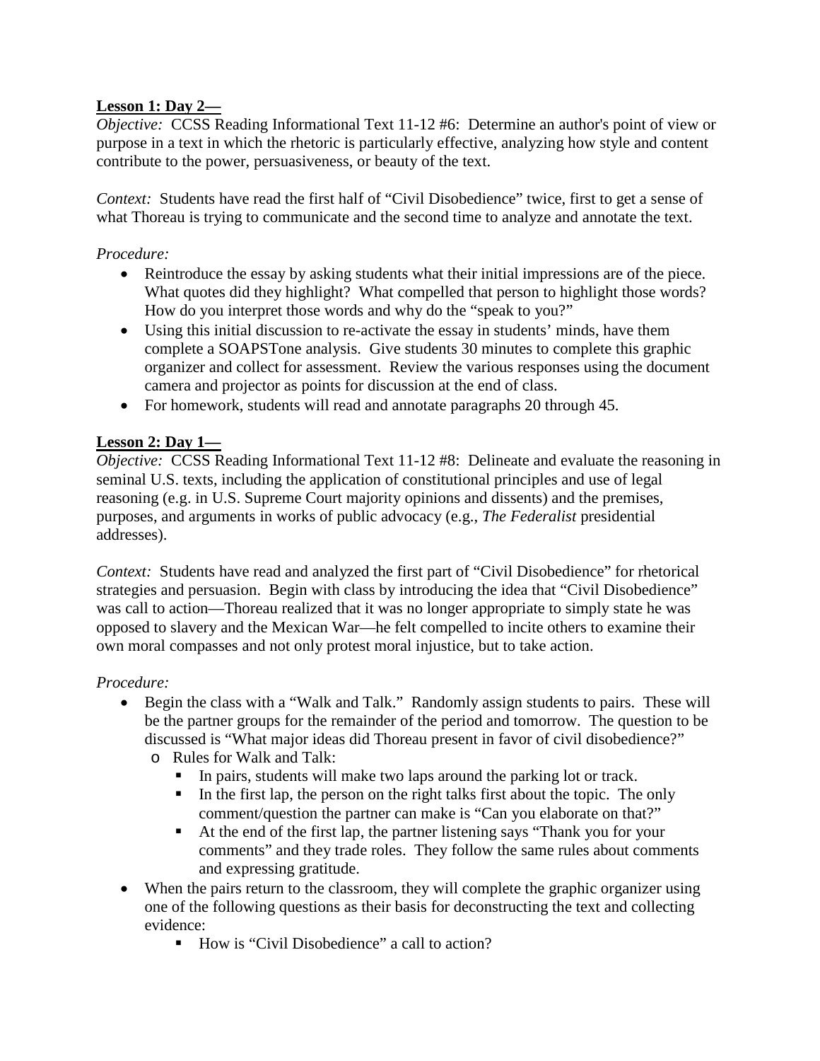**Lesson 1: Day 2—**

*Objective:* CCSS Reading Informational Text 11-12 #6: Determine an author's point of view or purpose in a text in which the rhetoric is particularly effective, analyzing how style and content contribute to the power, persuasiveness, or beauty of the text.

*Context:* Students have read the first half of "Civil Disobedience" twice, first to get a sense of what Thoreau is trying to communicate and the second time to analyze and annotate the text.

*Procedure:*

- Reintroduce the essay by asking students what their initial impressions are of the piece. What quotes did they highlight? What compelled that person to highlight those words? How do you interpret those words and why do the "speak to you?"
- Using this initial discussion to re-activate the essay in students' minds, have them complete a SOAPSTone analysis. Give students 30 minutes to complete this graphic organizer and collect for assessment. Review the various responses using the document camera and projector as points for discussion at the end of class.
- For homework, students will read and annotate paragraphs 20 through 45.

**Lesson 2: Day 1—**

*Objective:* CCSS Reading Informational Text 11-12 #8: Delineate and evaluate the reasoning in seminal U.S. texts, including the application of constitutional principles and use of legal reasoning (e.g. in U.S. Supreme Court majority opinions and dissents) and the premises, purposes, and arguments in works of public advocacy (e.g., *The Federalist* presidential addresses).

*Context:* Students have read and analyzed the first part of "Civil Disobedience" for rhetorical strategies and persuasion. Begin with class by introducing the idea that "Civil Disobedience" was call to action—Thoreau realized that it was no longer appropriate to simply state he was opposed to slavery and the Mexican War—he felt compelled to incite others to examine their own moral compasses and not only protest moral injustice, but to take action.

*Procedure:*

- Begin the class with a "Walk and Talk." Randomly assign students to pairs. These will be the partner groups for the remainder of the period and tomorrow. The question to be discussed is "What major ideas did Thoreau present in favor of civil disobedience?"
  - Rules for Walk and Talk:
    - In pairs, students will make two laps around the parking lot or track.
    - In the first lap, the person on the right talks first about the topic. The only comment/question the partner can make is "Can you elaborate on that?"
    - At the end of the first lap, the partner listening says "Thank you for your comments" and they trade roles. They follow the same rules about comments and expressing gratitude.
- When the pairs return to the classroom, they will complete the graphic organizer using one of the following questions as their basis for deconstructing the text and collecting evidence:
  - How is "Civil Disobedience" a call to action?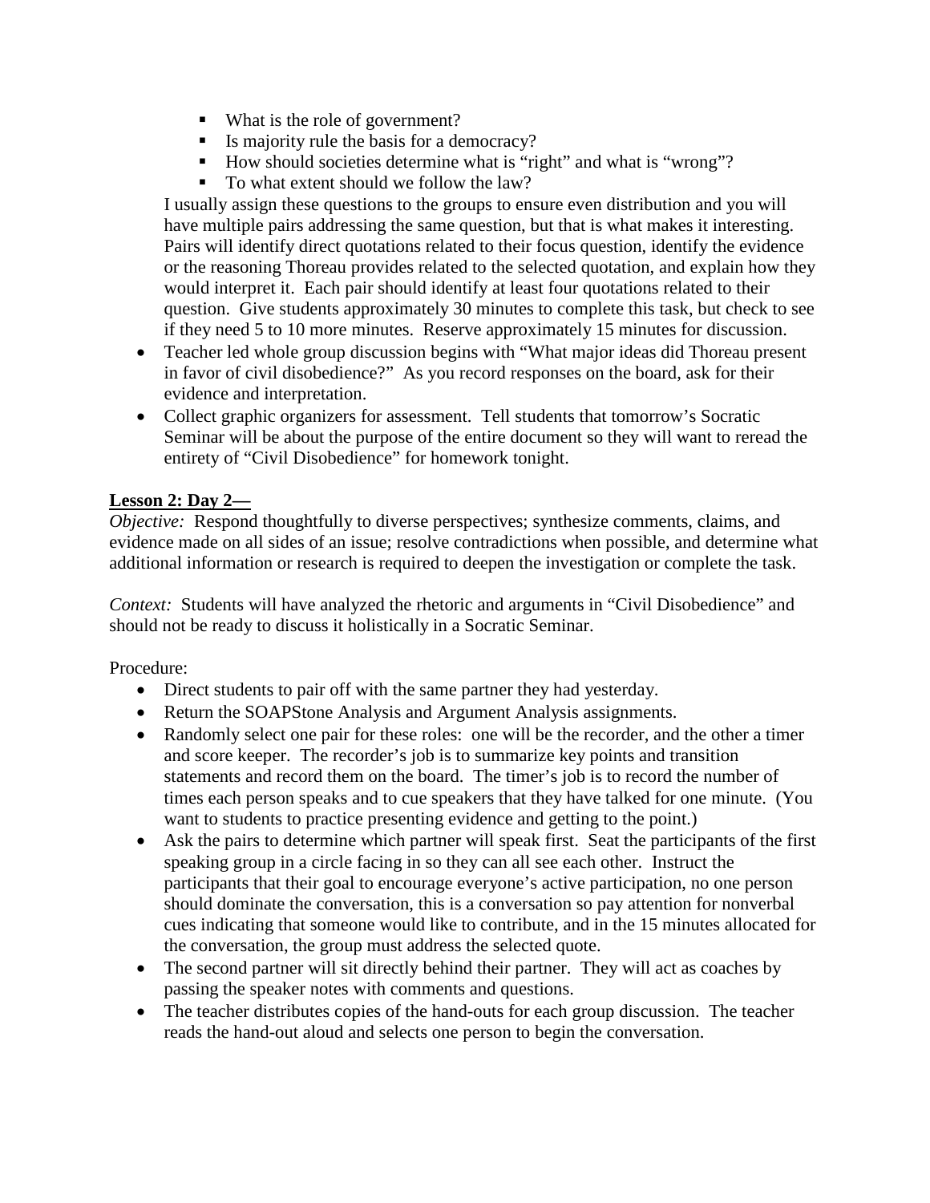- What is the role of government?
  - Is majority rule the basis for a democracy?
  - How should societies determine what is "right" and what is "wrong"?
  - To what extent should we follow the law?

  I usually assign these questions to the groups to ensure even distribution and you will have multiple pairs addressing the same question, but that is what makes it interesting. Pairs will identify direct quotations related to their focus question, identify the evidence or the reasoning Thoreau provides related to the selected quotation, and explain how they would interpret it. Each pair should identify at least four quotations related to their question. Give students approximately 30 minutes to complete this task, but check to see if they need 5 to 10 more minutes. Reserve approximately 15 minutes for discussion.

- Teacher led whole group discussion begins with "What major ideas did Thoreau present in favor of civil disobedience?" As you record responses on the board, ask for their evidence and interpretation.
- Collect graphic organizers for assessment. Tell students that tomorrow's Socratic Seminar will be about the purpose of the entire document so they will want to reread the entirety of "Civil Disobedience" for homework tonight.

**Lesson 2: Day 2—**

*Objective:* Respond thoughtfully to diverse perspectives; synthesize comments, claims, and evidence made on all sides of an issue; resolve contradictions when possible, and determine what additional information or research is required to deepen the investigation or complete the task.

*Context:* Students will have analyzed the rhetoric and arguments in "Civil Disobedience" and should not be ready to discuss it holistically in a Socratic Seminar.

Procedure:

- Direct students to pair off with the same partner they had yesterday.
- Return the SOAPStone Analysis and Argument Analysis assignments.
- Randomly select one pair for these roles: one will be the recorder, and the other a timer and score keeper. The recorder's job is to summarize key points and transition statements and record them on the board. The timer's job is to record the number of times each person speaks and to cue speakers that they have talked for one minute. (You want to students to practice presenting evidence and getting to the point.)
- Ask the pairs to determine which partner will speak first. Seat the participants of the first speaking group in a circle facing in so they can all see each other. Instruct the participants that their goal to encourage everyone's active participation, no one person should dominate the conversation, this is a conversation so pay attention for nonverbal cues indicating that someone would like to contribute, and in the 15 minutes allocated for the conversation, the group must address the selected quote.
- The second partner will sit directly behind their partner. They will act as coaches by passing the speaker notes with comments and questions.
- The teacher distributes copies of the hand-outs for each group discussion. The teacher reads the hand-out aloud and selects one person to begin the conversation.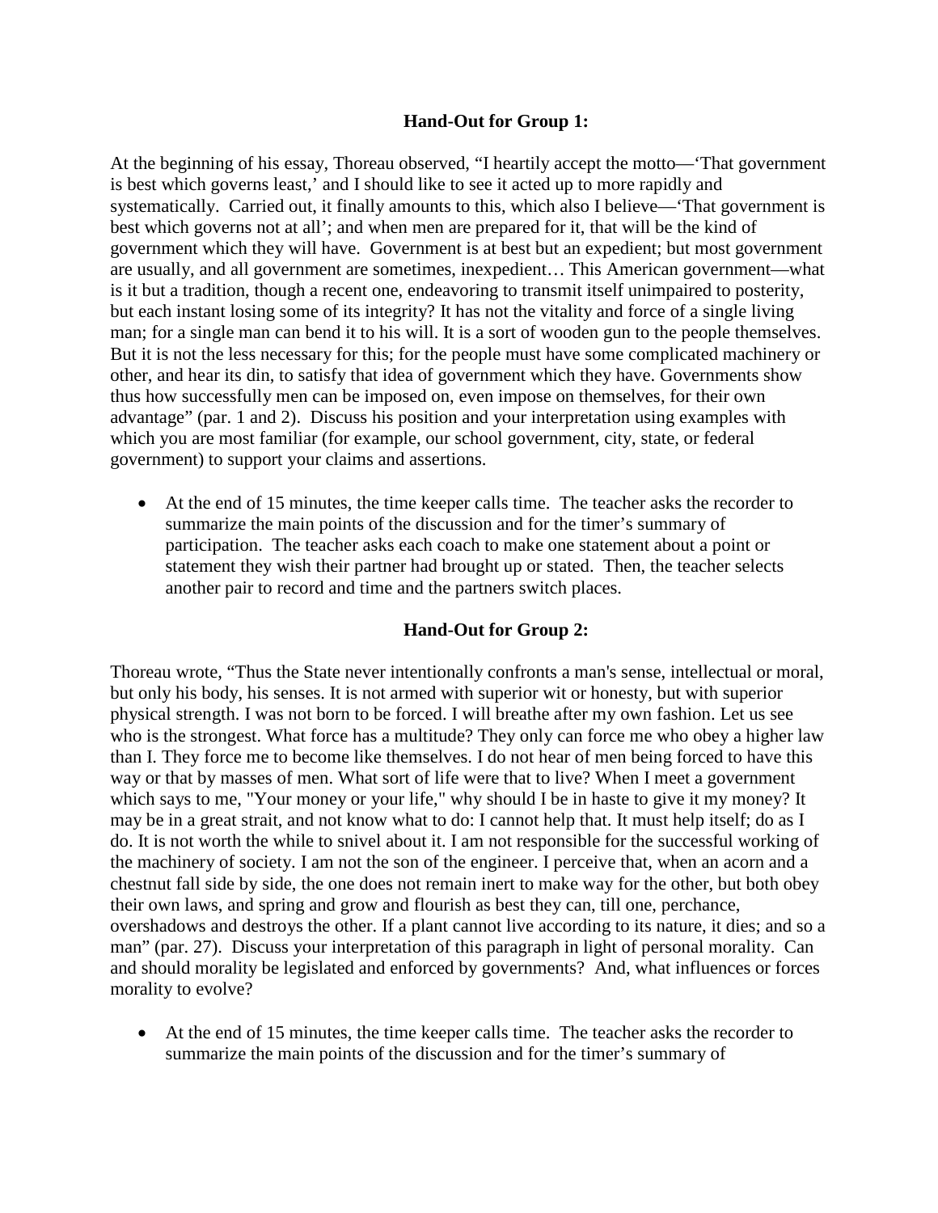**Hand-Out for Group 1:**

At the beginning of his essay, Thoreau observed, "I heartily accept the motto—'That government is best which governs least,' and I should like to see it acted up to more rapidly and systematically. Carried out, it finally amounts to this, which also I believe—'That government is best which governs not at all'; and when men are prepared for it, that will be the kind of government which they will have. Government is at best but an expedient; but most government are usually, and all government are sometimes, inexpedient… This American government—what is it but a tradition, though a recent one, endeavoring to transmit itself unimpaired to posterity, but each instant losing some of its integrity? It has not the vitality and force of a single living man; for a single man can bend it to his will. It is a sort of wooden gun to the people themselves. But it is not the less necessary for this; for the people must have some complicated machinery or other, and hear its din, to satisfy that idea of government which they have. Governments show thus how successfully men can be imposed on, even impose on themselves, for their own advantage" (par. 1 and 2). Discuss his position and your interpretation using examples with which you are most familiar (for example, our school government, city, state, or federal government) to support your claims and assertions.

- At the end of 15 minutes, the time keeper calls time. The teacher asks the recorder to summarize the main points of the discussion and for the timer's summary of participation. The teacher asks each coach to make one statement about a point or statement they wish their partner had brought up or stated. Then, the teacher selects another pair to record and time and the partners switch places.

**Hand-Out for Group 2:**

Thoreau wrote, "Thus the State never intentionally confronts a man's sense, intellectual or moral, but only his body, his senses. It is not armed with superior wit or honesty, but with superior physical strength. I was not born to be forced. I will breathe after my own fashion. Let us see who is the strongest. What force has a multitude? They only can force me who obey a higher law than I. They force me to become like themselves. I do not hear of men being forced to have this way or that by masses of men. What sort of life were that to live? When I meet a government which says to me, "Your money or your life," why should I be in haste to give it my money? It may be in a great strait, and not know what to do: I cannot help that. It must help itself; do as I do. It is not worth the while to snivel about it. I am not responsible for the successful working of the machinery of society. I am not the son of the engineer. I perceive that, when an acorn and a chestnut fall side by side, the one does not remain inert to make way for the other, but both obey their own laws, and spring and grow and flourish as best they can, till one, perchance, overshadows and destroys the other. If a plant cannot live according to its nature, it dies; and so a man" (par. 27). Discuss your interpretation of this paragraph in light of personal morality. Can and should morality be legislated and enforced by governments? And, what influences or forces morality to evolve?

- At the end of 15 minutes, the time keeper calls time. The teacher asks the recorder to summarize the main points of the discussion and for the timer's summary of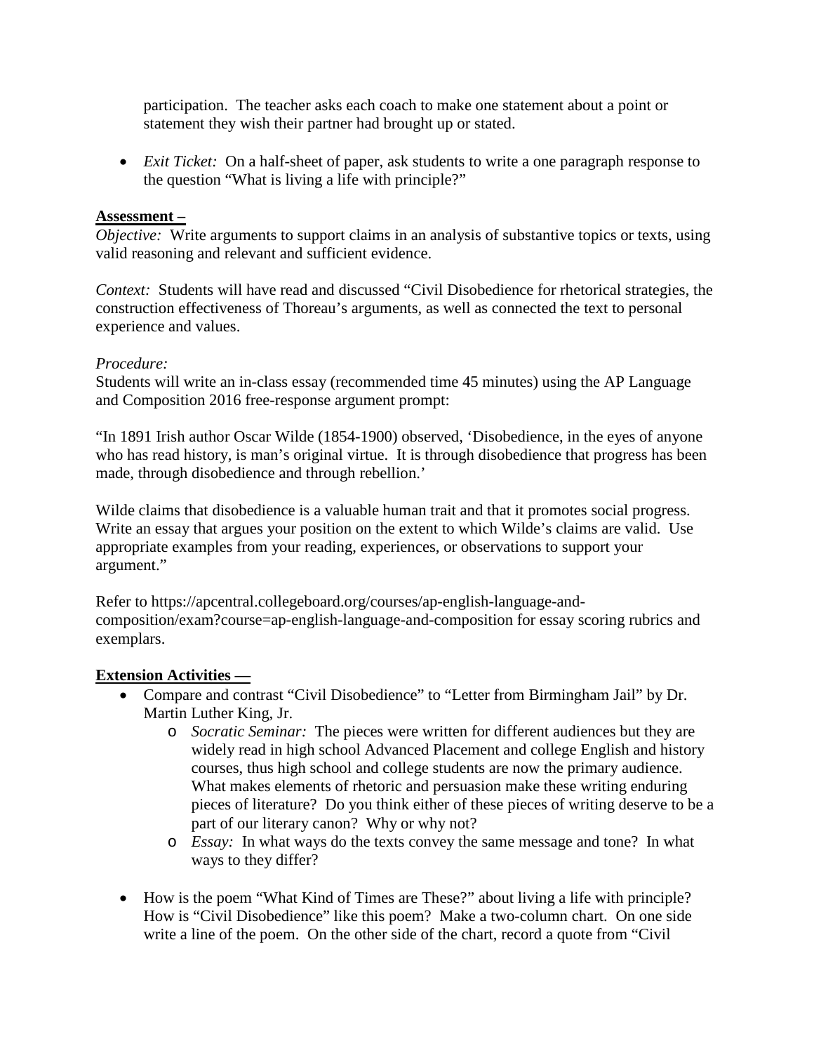participation. The teacher asks each coach to make one statement about a point or statement they wish their partner had brought up or stated.

- *Exit Ticket:* On a half-sheet of paper, ask students to write a one paragraph response to the question "What is living a life with principle?"

**Assessment –**

*Objective:* Write arguments to support claims in an analysis of substantive topics or texts, using valid reasoning and relevant and sufficient evidence.

*Context:* Students will have read and discussed "Civil Disobedience for rhetorical strategies, the construction effectiveness of Thoreau's arguments, as well as connected the text to personal experience and values.

*Procedure:*
Students will write an in-class essay (recommended time 45 minutes) using the AP Language and Composition 2016 free-response argument prompt:

"In 1891 Irish author Oscar Wilde (1854-1900) observed, 'Disobedience, in the eyes of anyone who has read history, is man's original virtue. It is through disobedience that progress has been made, through disobedience and through rebellion.'

Wilde claims that disobedience is a valuable human trait and that it promotes social progress. Write an essay that argues your position on the extent to which Wilde's claims are valid. Use appropriate examples from your reading, experiences, or observations to support your argument."

Refer to https://apcentral.collegeboard.org/courses/ap-english-language-and-composition/exam?course=ap-english-language-and-composition for essay scoring rubrics and exemplars.

**Extension Activities —**

- Compare and contrast "Civil Disobedience" to "Letter from Birmingham Jail" by Dr. Martin Luther King, Jr.
    - *Socratic Seminar:* The pieces were written for different audiences but they are widely read in high school Advanced Placement and college English and history courses, thus high school and college students are now the primary audience. What makes elements of rhetoric and persuasion make these writing enduring pieces of literature? Do you think either of these pieces of writing deserve to be a part of our literary canon? Why or why not?
    - *Essay:* In what ways do the texts convey the same message and tone? In what ways to they differ?

- How is the poem "What Kind of Times are These?" about living a life with principle? How is "Civil Disobedience" like this poem? Make a two-column chart. On one side write a line of the poem. On the other side of the chart, record a quote from "Civil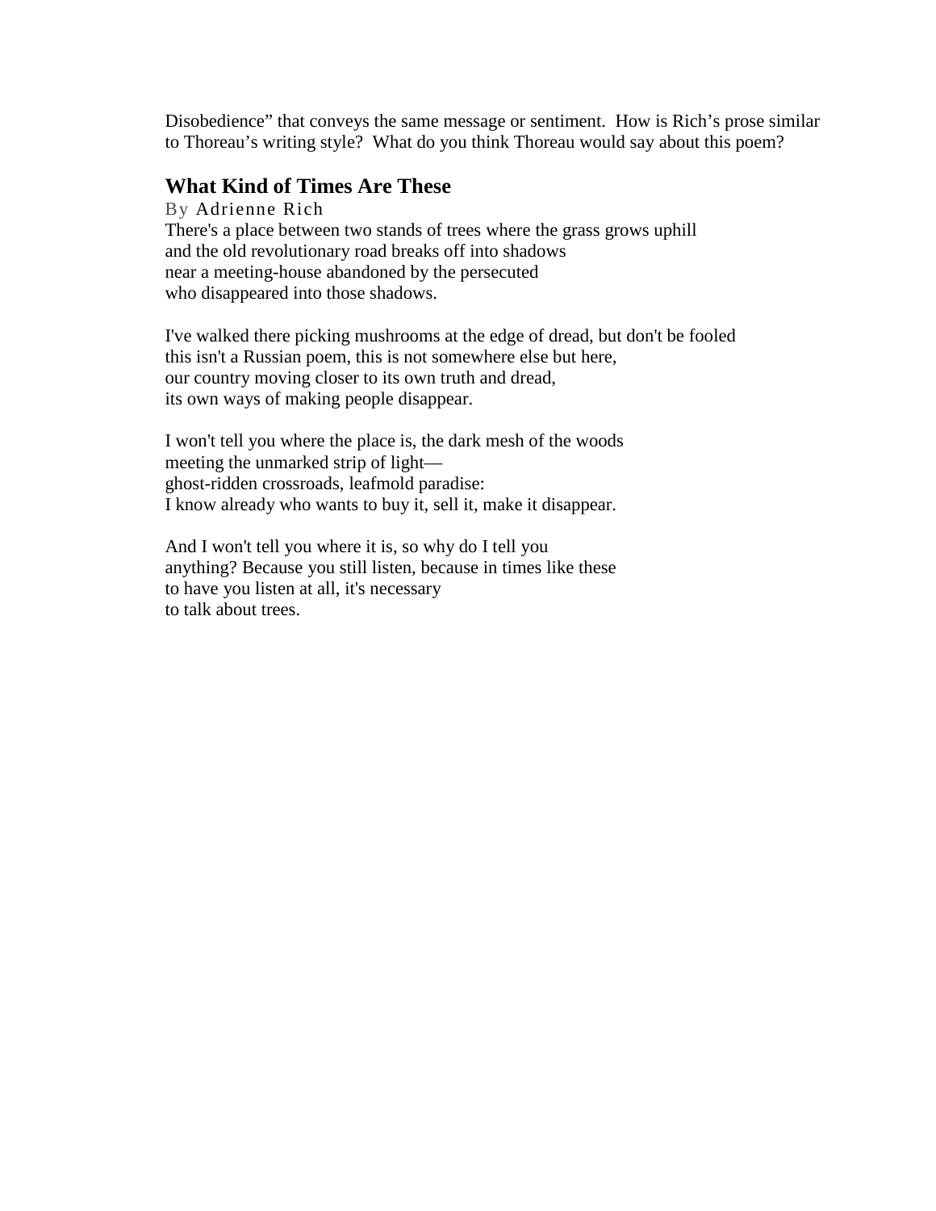Disobedience" that conveys the same message or sentiment. How is Rich's prose similar to Thoreau's writing style? What do you think Thoreau would say about this poem?

## What Kind of Times Are These

By Adrienne Rich

There's a place between two stands of trees where the grass grows uphill
and the old revolutionary road breaks off into shadows
near a meeting-house abandoned by the persecuted
who disappeared into those shadows.

I've walked there picking mushrooms at the edge of dread, but don't be fooled
this isn't a Russian poem, this is not somewhere else but here,
our country moving closer to its own truth and dread,
its own ways of making people disappear.

I won't tell you where the place is, the dark mesh of the woods
meeting the unmarked strip of light—
ghost-ridden crossroads, leafmold paradise:
I know already who wants to buy it, sell it, make it disappear.

And I won't tell you where it is, so why do I tell you
anything? Because you still listen, because in times like these
to have you listen at all, it's necessary
to talk about trees.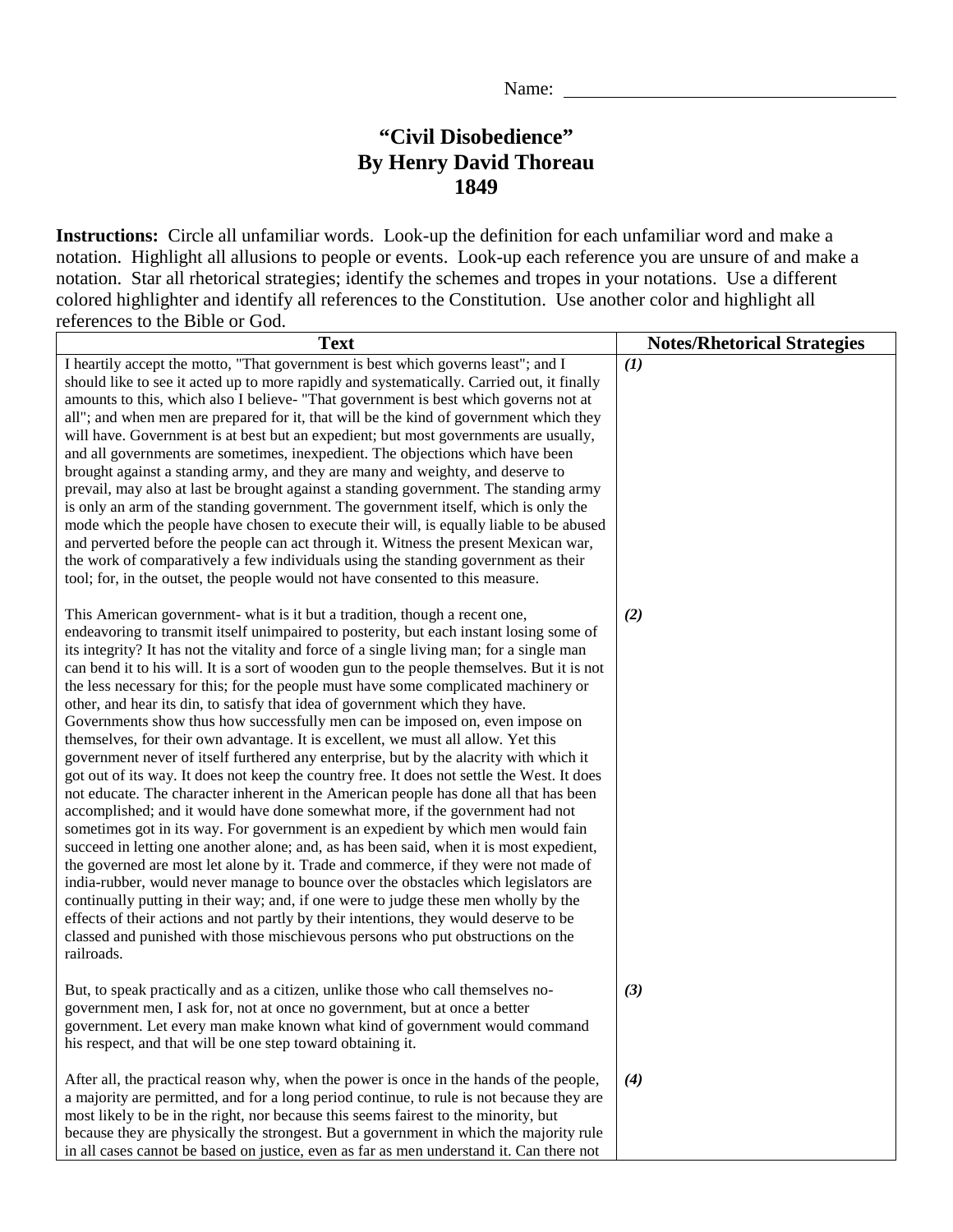Name: ___________________________

# "Civil Disobedience"
## By Henry David Thoreau
## 1849

**Instructions:** Circle all unfamiliar words. Look-up the definition for each unfamiliar word and make a notation. Highlight all allusions to people or events. Look-up each reference you are unsure of and make a notation. Star all rhetorical strategies; identify the schemes and tropes in your notations. Use a different colored highlighter and identify all references to the Constitution. Use another color and highlight all references to the Bible or God.

| Text | Notes/Rhetorical Strategies |
|---|---|
| I heartily accept the motto, "That government is best which governs least"; and I should like to see it acted up to more rapidly and systematically. Carried out, it finally amounts to this, which also I believe- "That government is best which governs not at all"; and when men are prepared for it, that will be the kind of government which they will have. Government is at best but an expedient; but most governments are usually, and all governments are sometimes, inexpedient. The objections which have been brought against a standing army, and they are many and weighty, and deserve to prevail, may also at last be brought against a standing government. The standing army is only an arm of the standing government. The government itself, which is only the mode which the people have chosen to execute their will, is equally liable to be abused and perverted before the people can act through it. Witness the present Mexican war, the work of comparatively a few individuals using the standing government as their tool; for, in the outset, the people would not have consented to this measure. | ***(1)*** |
| This American government- what is it but a tradition, though a recent one, endeavoring to transmit itself unimpaired to posterity, but each instant losing some of its integrity? It has not the vitality and force of a single living man; for a single man can bend it to his will. It is a sort of wooden gun to the people themselves. But it is not the less necessary for this; for the people must have some complicated machinery or other, and hear its din, to satisfy that idea of government which they have. Governments show thus how successfully men can be imposed on, even impose on themselves, for their own advantage. It is excellent, we must all allow. Yet this government never of itself furthered any enterprise, but by the alacrity with which it got out of its way. It does not keep the country free. It does not settle the West. It does not educate. The character inherent in the American people has done all that has been accomplished; and it would have done somewhat more, if the government had not sometimes got in its way. For government is an expedient by which men would fain succeed in letting one another alone; and, as has been said, when it is most expedient, the governed are most let alone by it. Trade and commerce, if they were not made of india-rubber, would never manage to bounce over the obstacles which legislators are continually putting in their way; and, if one were to judge these men wholly by the effects of their actions and not partly by their intentions, they would deserve to be classed and punished with those mischievous persons who put obstructions on the railroads. | ***(2)*** |
| But, to speak practically and as a citizen, unlike those who call themselves no-government men, I ask for, not at once no government, but at once a better government. Let every man make known what kind of government would command his respect, and that will be one step toward obtaining it. | ***(3)*** |
| After all, the practical reason why, when the power is once in the hands of the people, a majority are permitted, and for a long period continue, to rule is not because they are most likely to be in the right, nor because this seems fairest to the minority, but because they are physically the strongest. But a government in which the majority rule in all cases cannot be based on justice, even as far as men understand it. Can there not | ***(4)*** |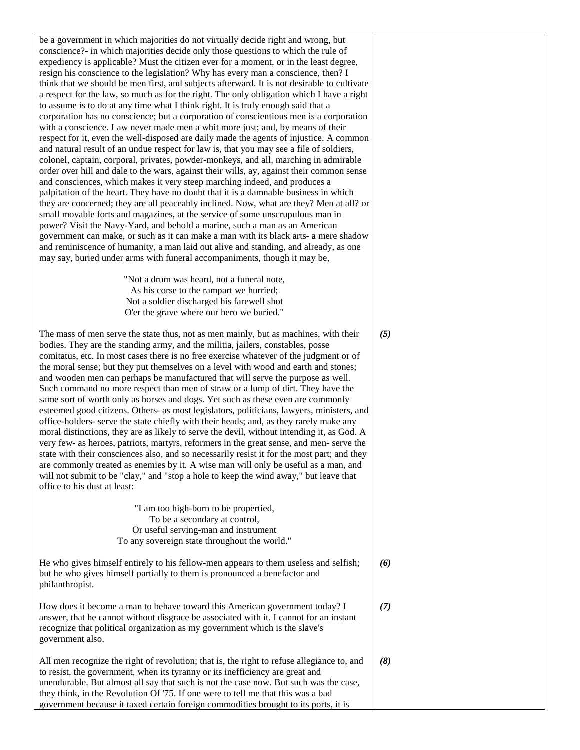be a government in which majorities do not virtually decide right and wrong, but conscience?- in which majorities decide only those questions to which the rule of expediency is applicable? Must the citizen ever for a moment, or in the least degree, resign his conscience to the legislation? Why has every man a conscience, then? I think that we should be men first, and subjects afterward. It is not desirable to cultivate a respect for the law, so much as for the right. The only obligation which I have a right to assume is to do at any time what I think right. It is truly enough said that a corporation has no conscience; but a corporation of conscientious men is a corporation with a conscience. Law never made men a whit more just; and, by means of their respect for it, even the well-disposed are daily made the agents of injustice. A common and natural result of an undue respect for law is, that you may see a file of soldiers, colonel, captain, corporal, privates, powder-monkeys, and all, marching in admirable order over hill and dale to the wars, against their wills, ay, against their common sense and consciences, which makes it very steep marching indeed, and produces a palpitation of the heart. They have no doubt that it is a damnable business in which they are concerned; they are all peaceably inclined. Now, what are they? Men at all? or small movable forts and magazines, at the service of some unscrupulous man in power? Visit the Navy-Yard, and behold a marine, such a man as an American government can make, or such as it can make a man with its black arts- a mere shadow and reminiscence of humanity, a man laid out alive and standing, and already, as one may say, buried under arms with funeral accompaniments, though it may be,

> "Not a drum was heard, not a funeral note,
> As his corse to the rampart we hurried;
> Not a soldier discharged his farewell shot
> O'er the grave where our hero we buried."

***(5)***

The mass of men serve the state thus, not as men mainly, but as machines, with their bodies. They are the standing army, and the militia, jailers, constables, posse comitatus, etc. In most cases there is no free exercise whatever of the judgment or of the moral sense; but they put themselves on a level with wood and earth and stones; and wooden men can perhaps be manufactured that will serve the purpose as well. Such command no more respect than men of straw or a lump of dirt. They have the same sort of worth only as horses and dogs. Yet such as these even are commonly esteemed good citizens. Others- as most legislators, politicians, lawyers, ministers, and office-holders- serve the state chiefly with their heads; and, as they rarely make any moral distinctions, they are as likely to serve the devil, without intending it, as God. A very few- as heroes, patriots, martyrs, reformers in the great sense, and men- serve the state with their consciences also, and so necessarily resist it for the most part; and they are commonly treated as enemies by it. A wise man will only be useful as a man, and will not submit to be "clay," and "stop a hole to keep the wind away," but leave that office to his dust at least:

> "I am too high-born to be propertied,
> To be a secondary at control,
> Or useful serving-man and instrument
> To any sovereign state throughout the world."

***(6)***

He who gives himself entirely to his fellow-men appears to them useless and selfish; but he who gives himself partially to them is pronounced a benefactor and philanthropist.

***(7)***

How does it become a man to behave toward this American government today? I answer, that he cannot without disgrace be associated with it. I cannot for an instant recognize that political organization as my government which is the slave's government also.

***(8)***

All men recognize the right of revolution; that is, the right to refuse allegiance to, and to resist, the government, when its tyranny or its inefficiency are great and unendurable. But almost all say that such is not the case now. But such was the case, they think, in the Revolution Of '75. If one were to tell me that this was a bad government because it taxed certain foreign commodities brought to its ports, it is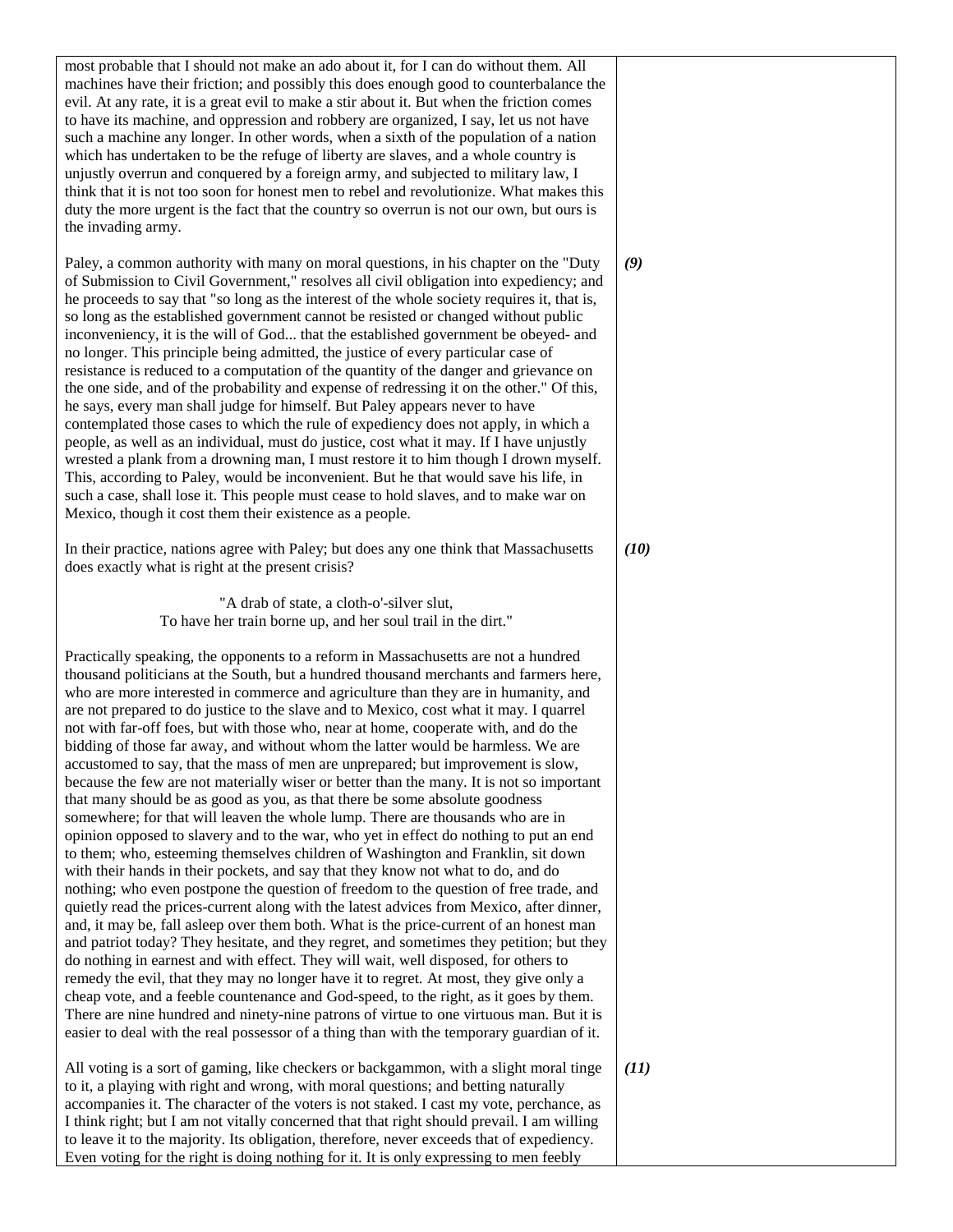most probable that I should not make an ado about it, for I can do without them. All machines have their friction; and possibly this does enough good to counterbalance the evil. At any rate, it is a great evil to make a stir about it. But when the friction comes to have its machine, and oppression and robbery are organized, I say, let us not have such a machine any longer. In other words, when a sixth of the population of a nation which has undertaken to be the refuge of liberty are slaves, and a whole country is unjustly overrun and conquered by a foreign army, and subjected to military law, I think that it is not too soon for honest men to rebel and revolutionize. What makes this duty the more urgent is the fact that the country so overrun is not our own, but ours is the invading army.

***(9)***

Paley, a common authority with many on moral questions, in his chapter on the "Duty of Submission to Civil Government," resolves all civil obligation into expediency; and he proceeds to say that "so long as the interest of the whole society requires it, that is, so long as the established government cannot be resisted or changed without public inconveniency, it is the will of God... that the established government be obeyed- and no longer. This principle being admitted, the justice of every particular case of resistance is reduced to a computation of the quantity of the danger and grievance on the one side, and of the probability and expense of redressing it on the other." Of this, he says, every man shall judge for himself. But Paley appears never to have contemplated those cases to which the rule of expediency does not apply, in which a people, as well as an individual, must do justice, cost what it may. If I have unjustly wrested a plank from a drowning man, I must restore it to him though I drown myself. This, according to Paley, would be inconvenient. But he that would save his life, in such a case, shall lose it. This people must cease to hold slaves, and to make war on Mexico, though it cost them their existence as a people.

***(10)***

In their practice, nations agree with Paley; but does any one think that Massachusetts does exactly what is right at the present crisis?

> "A drab of state, a cloth-o'-silver slut,
> To have her train borne up, and her soul trail in the dirt."

Practically speaking, the opponents to a reform in Massachusetts are not a hundred thousand politicians at the South, but a hundred thousand merchants and farmers here, who are more interested in commerce and agriculture than they are in humanity, and are not prepared to do justice to the slave and to Mexico, cost what it may. I quarrel not with far-off foes, but with those who, near at home, cooperate with, and do the bidding of those far away, and without whom the latter would be harmless. We are accustomed to say, that the mass of men are unprepared; but improvement is slow, because the few are not materially wiser or better than the many. It is not so important that many should be as good as you, as that there be some absolute goodness somewhere; for that will leaven the whole lump. There are thousands who are in opinion opposed to slavery and to the war, who yet in effect do nothing to put an end to them; who, esteeming themselves children of Washington and Franklin, sit down with their hands in their pockets, and say that they know not what to do, and do nothing; who even postpone the question of freedom to the question of free trade, and quietly read the prices-current along with the latest advices from Mexico, after dinner, and, it may be, fall asleep over them both. What is the price-current of an honest man and patriot today? They hesitate, and they regret, and sometimes they petition; but they do nothing in earnest and with effect. They will wait, well disposed, for others to remedy the evil, that they may no longer have it to regret. At most, they give only a cheap vote, and a feeble countenance and God-speed, to the right, as it goes by them. There are nine hundred and ninety-nine patrons of virtue to one virtuous man. But it is easier to deal with the real possessor of a thing than with the temporary guardian of it.

***(11)***

All voting is a sort of gaming, like checkers or backgammon, with a slight moral tinge to it, a playing with right and wrong, with moral questions; and betting naturally accompanies it. The character of the voters is not staked. I cast my vote, perchance, as I think right; but I am not vitally concerned that that right should prevail. I am willing to leave it to the majority. Its obligation, therefore, never exceeds that of expediency. Even voting for the right is doing nothing for it. It is only expressing to men feebly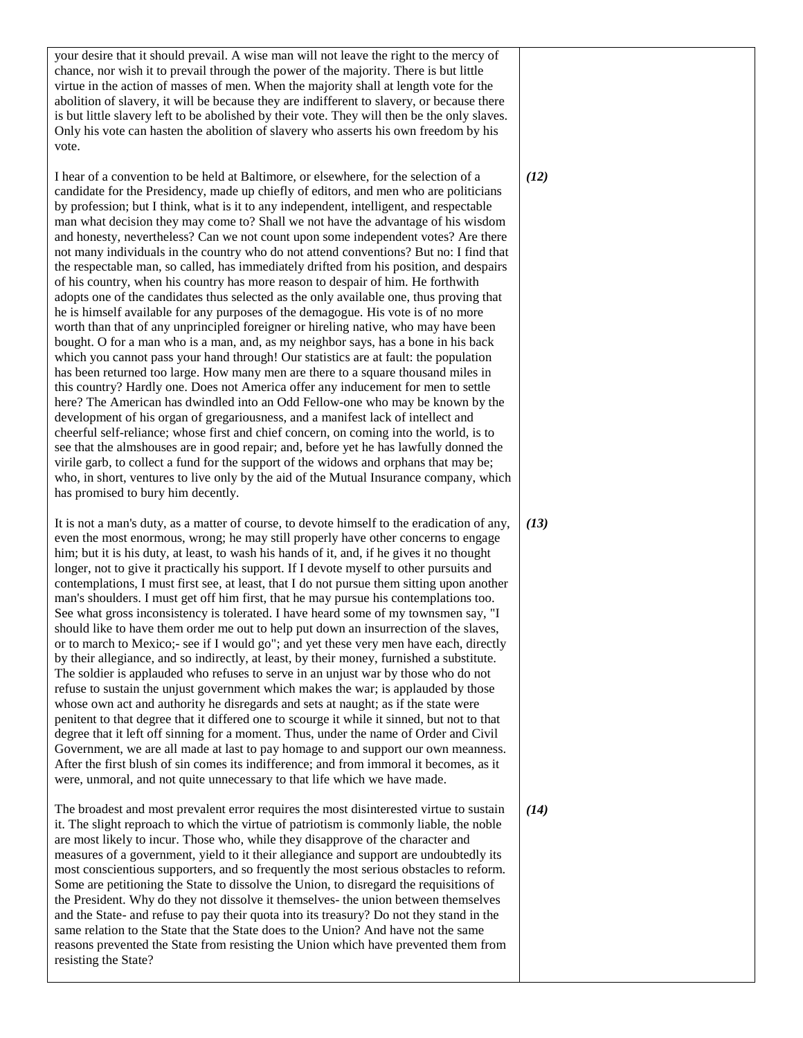your desire that it should prevail. A wise man will not leave the right to the mercy of chance, nor wish it to prevail through the power of the majority. There is but little virtue in the action of masses of men. When the majority shall at length vote for the abolition of slavery, it will be because they are indifferent to slavery, or because there is but little slavery left to be abolished by their vote. They will then be the only slaves. Only his vote can hasten the abolition of slavery who asserts his own freedom by his vote.

*(12)*

I hear of a convention to be held at Baltimore, or elsewhere, for the selection of a candidate for the Presidency, made up chiefly of editors, and men who are politicians by profession; but I think, what is it to any independent, intelligent, and respectable man what decision they may come to? Shall we not have the advantage of his wisdom and honesty, nevertheless? Can we not count upon some independent votes? Are there not many individuals in the country who do not attend conventions? But no: I find that the respectable man, so called, has immediately drifted from his position, and despairs of his country, when his country has more reason to despair of him. He forthwith adopts one of the candidates thus selected as the only available one, thus proving that he is himself available for any purposes of the demagogue. His vote is of no more worth than that of any unprincipled foreigner or hireling native, who may have been bought. O for a man who is a man, and, as my neighbor says, has a bone in his back which you cannot pass your hand through! Our statistics are at fault: the population has been returned too large. How many men are there to a square thousand miles in this country? Hardly one. Does not America offer any inducement for men to settle here? The American has dwindled into an Odd Fellow-one who may be known by the development of his organ of gregariousness, and a manifest lack of intellect and cheerful self-reliance; whose first and chief concern, on coming into the world, is to see that the almshouses are in good repair; and, before yet he has lawfully donned the virile garb, to collect a fund for the support of the widows and orphans that may be; who, in short, ventures to live only by the aid of the Mutual Insurance company, which has promised to bury him decently.

*(13)*

It is not a man's duty, as a matter of course, to devote himself to the eradication of any, even the most enormous, wrong; he may still properly have other concerns to engage him; but it is his duty, at least, to wash his hands of it, and, if he gives it no thought longer, not to give it practically his support. If I devote myself to other pursuits and contemplations, I must first see, at least, that I do not pursue them sitting upon another man's shoulders. I must get off him first, that he may pursue his contemplations too. See what gross inconsistency is tolerated. I have heard some of my townsmen say, "I should like to have them order me out to help put down an insurrection of the slaves, or to march to Mexico;- see if I would go"; and yet these very men have each, directly by their allegiance, and so indirectly, at least, by their money, furnished a substitute. The soldier is applauded who refuses to serve in an unjust war by those who do not refuse to sustain the unjust government which makes the war; is applauded by those whose own act and authority he disregards and sets at naught; as if the state were penitent to that degree that it differed one to scourge it while it sinned, but not to that degree that it left off sinning for a moment. Thus, under the name of Order and Civil Government, we are all made at last to pay homage to and support our own meanness. After the first blush of sin comes its indifference; and from immoral it becomes, as it were, unmoral, and not quite unnecessary to that life which we have made.

*(14)*

The broadest and most prevalent error requires the most disinterested virtue to sustain it. The slight reproach to which the virtue of patriotism is commonly liable, the noble are most likely to incur. Those who, while they disapprove of the character and measures of a government, yield to it their allegiance and support are undoubtedly its most conscientious supporters, and so frequently the most serious obstacles to reform. Some are petitioning the State to dissolve the Union, to disregard the requisitions of the President. Why do they not dissolve it themselves- the union between themselves and the State- and refuse to pay their quota into its treasury? Do not they stand in the same relation to the State that the State does to the Union? And have not the same reasons prevented the State from resisting the Union which have prevented them from resisting the State?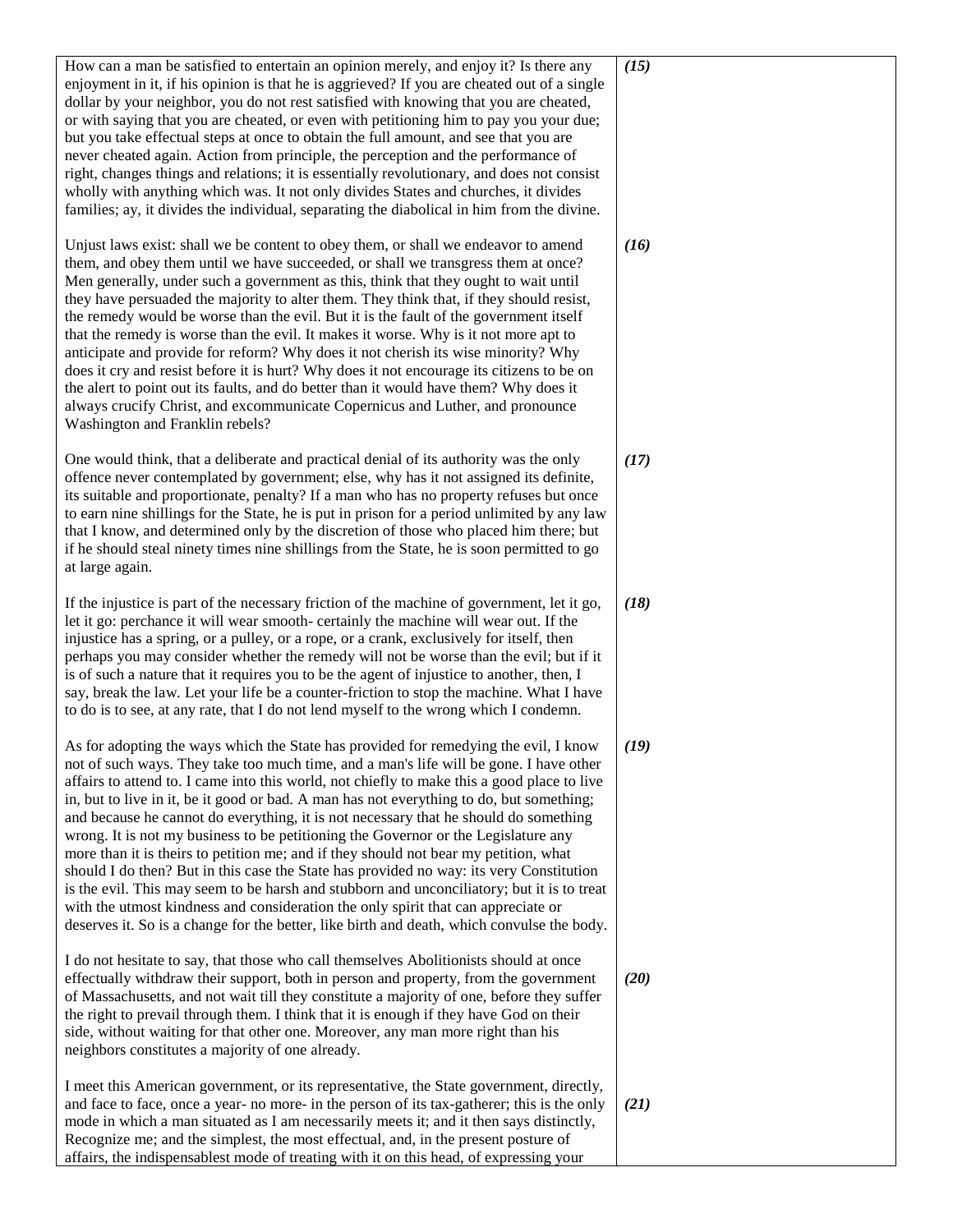| | |
|---|---|
| How can a man be satisfied to entertain an opinion merely, and enjoy it? Is there any enjoyment in it, if his opinion is that he is aggrieved? If you are cheated out of a single dollar by your neighbor, you do not rest satisfied with knowing that you are cheated, or with saying that you are cheated, or even with petitioning him to pay you your due; but you take effectual steps at once to obtain the full amount, and see that you are never cheated again. Action from principle, the perception and the performance of right, changes things and relations; it is essentially revolutionary, and does not consist wholly with anything which was. It not only divides States and churches, it divides families; ay, it divides the individual, separating the diabolical in him from the divine. | ***(15)*** |
| Unjust laws exist: shall we be content to obey them, or shall we endeavor to amend them, and obey them until we have succeeded, or shall we transgress them at once? Men generally, under such a government as this, think that they ought to wait until they have persuaded the majority to alter them. They think that, if they should resist, the remedy would be worse than the evil. But it is the fault of the government itself that the remedy is worse than the evil. It makes it worse. Why is it not more apt to anticipate and provide for reform? Why does it not cherish its wise minority? Why does it cry and resist before it is hurt? Why does it not encourage its citizens to be on the alert to point out its faults, and do better than it would have them? Why does it always crucify Christ, and excommunicate Copernicus and Luther, and pronounce Washington and Franklin rebels? | ***(16)*** |
| One would think, that a deliberate and practical denial of its authority was the only offence never contemplated by government; else, why has it not assigned its definite, its suitable and proportionate, penalty? If a man who has no property refuses but once to earn nine shillings for the State, he is put in prison for a period unlimited by any law that I know, and determined only by the discretion of those who placed him there; but if he should steal ninety times nine shillings from the State, he is soon permitted to go at large again. | ***(17)*** |
| If the injustice is part of the necessary friction of the machine of government, let it go, let it go: perchance it will wear smooth- certainly the machine will wear out. If the injustice has a spring, or a pulley, or a rope, or a crank, exclusively for itself, then perhaps you may consider whether the remedy will not be worse than the evil; but if it is of such a nature that it requires you to be the agent of injustice to another, then, I say, break the law. Let your life be a counter-friction to stop the machine. What I have to do is to see, at any rate, that I do not lend myself to the wrong which I condemn. | ***(18)*** |
| As for adopting the ways which the State has provided for remedying the evil, I know not of such ways. They take too much time, and a man's life will be gone. I have other affairs to attend to. I came into this world, not chiefly to make this a good place to live in, but to live in it, be it good or bad. A man has not everything to do, but something; and because he cannot do everything, it is not necessary that he should do something wrong. It is not my business to be petitioning the Governor or the Legislature any more than it is theirs to petition me; and if they should not bear my petition, what should I do then? But in this case the State has provided no way: its very Constitution is the evil. This may seem to be harsh and stubborn and unconciliatory; but it is to treat with the utmost kindness and consideration the only spirit that can appreciate or deserves it. So is a change for the better, like birth and death, which convulse the body. | ***(19)*** |
| I do not hesitate to say, that those who call themselves Abolitionists should at once effectually withdraw their support, both in person and property, from the government of Massachusetts, and not wait till they constitute a majority of one, before they suffer the right to prevail through them. I think that it is enough if they have God on their side, without waiting for that other one. Moreover, any man more right than his neighbors constitutes a majority of one already. | ***(20)*** |
| I meet this American government, or its representative, the State government, directly, and face to face, once a year- no more- in the person of its tax-gatherer; this is the only mode in which a man situated as I am necessarily meets it; and it then says distinctly, Recognize me; and the simplest, the most effectual, and, in the present posture of affairs, the indispensablest mode of treating with it on this head, of expressing your | ***(21)*** |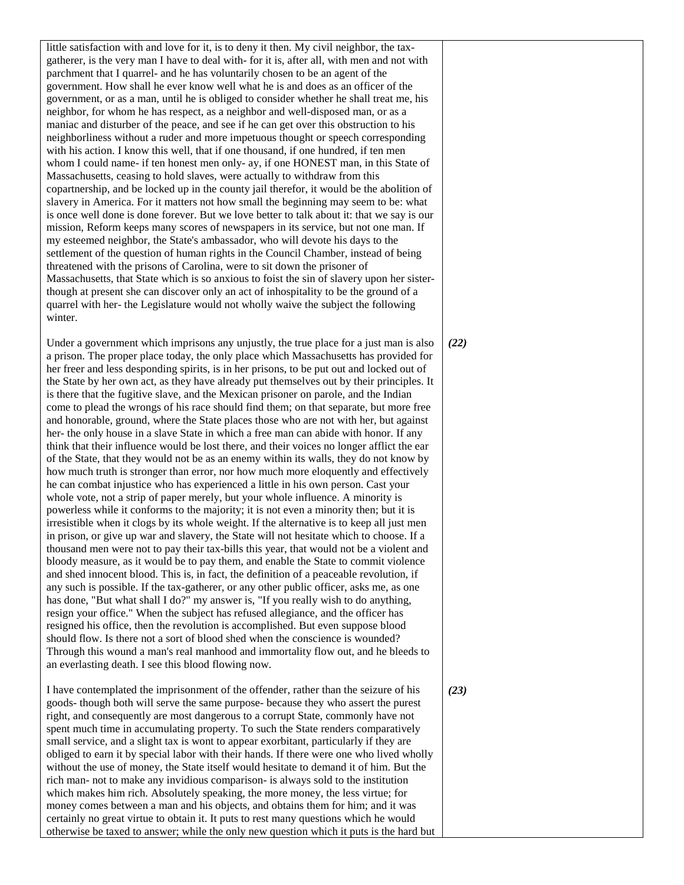little satisfaction with and love for it, is to deny it then. My civil neighbor, the tax-gatherer, is the very man I have to deal with- for it is, after all, with men and not with parchment that I quarrel- and he has voluntarily chosen to be an agent of the government. How shall he ever know well what he is and does as an officer of the government, or as a man, until he is obliged to consider whether he shall treat me, his neighbor, for whom he has respect, as a neighbor and well-disposed man, or as a maniac and disturber of the peace, and see if he can get over this obstruction to his neighborliness without a ruder and more impetuous thought or speech corresponding with his action. I know this well, that if one thousand, if one hundred, if ten men whom I could name- if ten honest men only- ay, if one HONEST man, in this State of Massachusetts, ceasing to hold slaves, were actually to withdraw from this copartnership, and be locked up in the county jail therefor, it would be the abolition of slavery in America. For it matters not how small the beginning may seem to be: what is once well done is done forever. But we love better to talk about it: that we say is our mission, Reform keeps many scores of newspapers in its service, but not one man. If my esteemed neighbor, the State's ambassador, who will devote his days to the settlement of the question of human rights in the Council Chamber, instead of being threatened with the prisons of Carolina, were to sit down the prisoner of Massachusetts, that State which is so anxious to foist the sin of slavery upon her sister- though at present she can discover only an act of inhospitality to be the ground of a quarrel with her- the Legislature would not wholly waive the subject the following winter.

*(22)*

Under a government which imprisons any unjustly, the true place for a just man is also a prison. The proper place today, the only place which Massachusetts has provided for her freer and less desponding spirits, is in her prisons, to be put out and locked out of the State by her own act, as they have already put themselves out by their principles. It is there that the fugitive slave, and the Mexican prisoner on parole, and the Indian come to plead the wrongs of his race should find them; on that separate, but more free and honorable, ground, where the State places those who are not with her, but against her- the only house in a slave State in which a free man can abide with honor. If any think that their influence would be lost there, and their voices no longer afflict the ear of the State, that they would not be as an enemy within its walls, they do not know by how much truth is stronger than error, nor how much more eloquently and effectively he can combat injustice who has experienced a little in his own person. Cast your whole vote, not a strip of paper merely, but your whole influence. A minority is powerless while it conforms to the majority; it is not even a minority then; but it is irresistible when it clogs by its whole weight. If the alternative is to keep all just men in prison, or give up war and slavery, the State will not hesitate which to choose. If a thousand men were not to pay their tax-bills this year, that would not be a violent and bloody measure, as it would be to pay them, and enable the State to commit violence and shed innocent blood. This is, in fact, the definition of a peaceable revolution, if any such is possible. If the tax-gatherer, or any other public officer, asks me, as one has done, "But what shall I do?" my answer is, "If you really wish to do anything, resign your office." When the subject has refused allegiance, and the officer has resigned his office, then the revolution is accomplished. But even suppose blood should flow. Is there not a sort of blood shed when the conscience is wounded? Through this wound a man's real manhood and immortality flow out, and he bleeds to an everlasting death. I see this blood flowing now.

*(23)*

I have contemplated the imprisonment of the offender, rather than the seizure of his goods- though both will serve the same purpose- because they who assert the purest right, and consequently are most dangerous to a corrupt State, commonly have not spent much time in accumulating property. To such the State renders comparatively small service, and a slight tax is wont to appear exorbitant, particularly if they are obliged to earn it by special labor with their hands. If there were one who lived wholly without the use of money, the State itself would hesitate to demand it of him. But the rich man- not to make any invidious comparison- is always sold to the institution which makes him rich. Absolutely speaking, the more money, the less virtue; for money comes between a man and his objects, and obtains them for him; and it was certainly no great virtue to obtain it. It puts to rest many questions which he would otherwise be taxed to answer; while the only new question which it puts is the hard but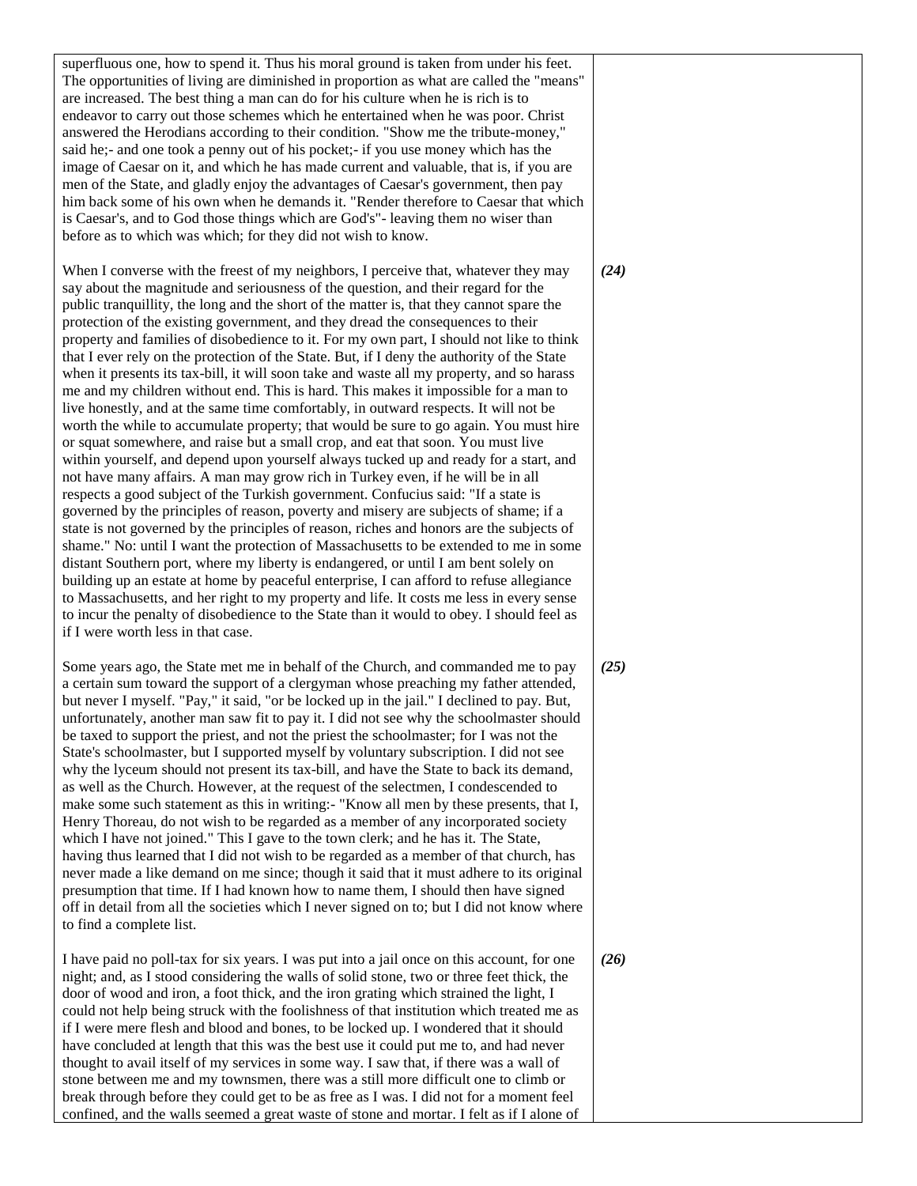superfluous one, how to spend it. Thus his moral ground is taken from under his feet. The opportunities of living are diminished in proportion as what are called the "means" are increased. The best thing a man can do for his culture when he is rich is to endeavor to carry out those schemes which he entertained when he was poor. Christ answered the Herodians according to their condition. "Show me the tribute-money," said he;- and one took a penny out of his pocket;- if you use money which has the image of Caesar on it, and which he has made current and valuable, that is, if you are men of the State, and gladly enjoy the advantages of Caesar's government, then pay him back some of his own when he demands it. "Render therefore to Caesar that which is Caesar's, and to God those things which are God's"- leaving them no wiser than before as to which was which; for they did not wish to know.

***(24)*** When I converse with the freest of my neighbors, I perceive that, whatever they may say about the magnitude and seriousness of the question, and their regard for the public tranquillity, the long and the short of the matter is, that they cannot spare the protection of the existing government, and they dread the consequences to their property and families of disobedience to it. For my own part, I should not like to think that I ever rely on the protection of the State. But, if I deny the authority of the State when it presents its tax-bill, it will soon take and waste all my property, and so harass me and my children without end. This is hard. This makes it impossible for a man to live honestly, and at the same time comfortably, in outward respects. It will not be worth the while to accumulate property; that would be sure to go again. You must hire or squat somewhere, and raise but a small crop, and eat that soon. You must live within yourself, and depend upon yourself always tucked up and ready for a start, and not have many affairs. A man may grow rich in Turkey even, if he will be in all respects a good subject of the Turkish government. Confucius said: "If a state is governed by the principles of reason, poverty and misery are subjects of shame; if a state is not governed by the principles of reason, riches and honors are the subjects of shame." No: until I want the protection of Massachusetts to be extended to me in some distant Southern port, where my liberty is endangered, or until I am bent solely on building up an estate at home by peaceful enterprise, I can afford to refuse allegiance to Massachusetts, and her right to my property and life. It costs me less in every sense to incur the penalty of disobedience to the State than it would to obey. I should feel as if I were worth less in that case.

***(25)*** Some years ago, the State met me in behalf of the Church, and commanded me to pay a certain sum toward the support of a clergyman whose preaching my father attended, but never I myself. "Pay," it said, "or be locked up in the jail." I declined to pay. But, unfortunately, another man saw fit to pay it. I did not see why the schoolmaster should be taxed to support the priest, and not the priest the schoolmaster; for I was not the State's schoolmaster, but I supported myself by voluntary subscription. I did not see why the lyceum should not present its tax-bill, and have the State to back its demand, as well as the Church. However, at the request of the selectmen, I condescended to make some such statement as this in writing:- "Know all men by these presents, that I, Henry Thoreau, do not wish to be regarded as a member of any incorporated society which I have not joined." This I gave to the town clerk; and he has it. The State, having thus learned that I did not wish to be regarded as a member of that church, has never made a like demand on me since; though it said that it must adhere to its original presumption that time. If I had known how to name them, I should then have signed off in detail from all the societies which I never signed on to; but I did not know where to find a complete list.

***(26)*** I have paid no poll-tax for six years. I was put into a jail once on this account, for one night; and, as I stood considering the walls of solid stone, two or three feet thick, the door of wood and iron, a foot thick, and the iron grating which strained the light, I could not help being struck with the foolishness of that institution which treated me as if I were mere flesh and blood and bones, to be locked up. I wondered that it should have concluded at length that this was the best use it could put me to, and had never thought to avail itself of my services in some way. I saw that, if there was a wall of stone between me and my townsmen, there was a still more difficult one to climb or break through before they could get to be as free as I was. I did not for a moment feel confined, and the walls seemed a great waste of stone and mortar. I felt as if I alone of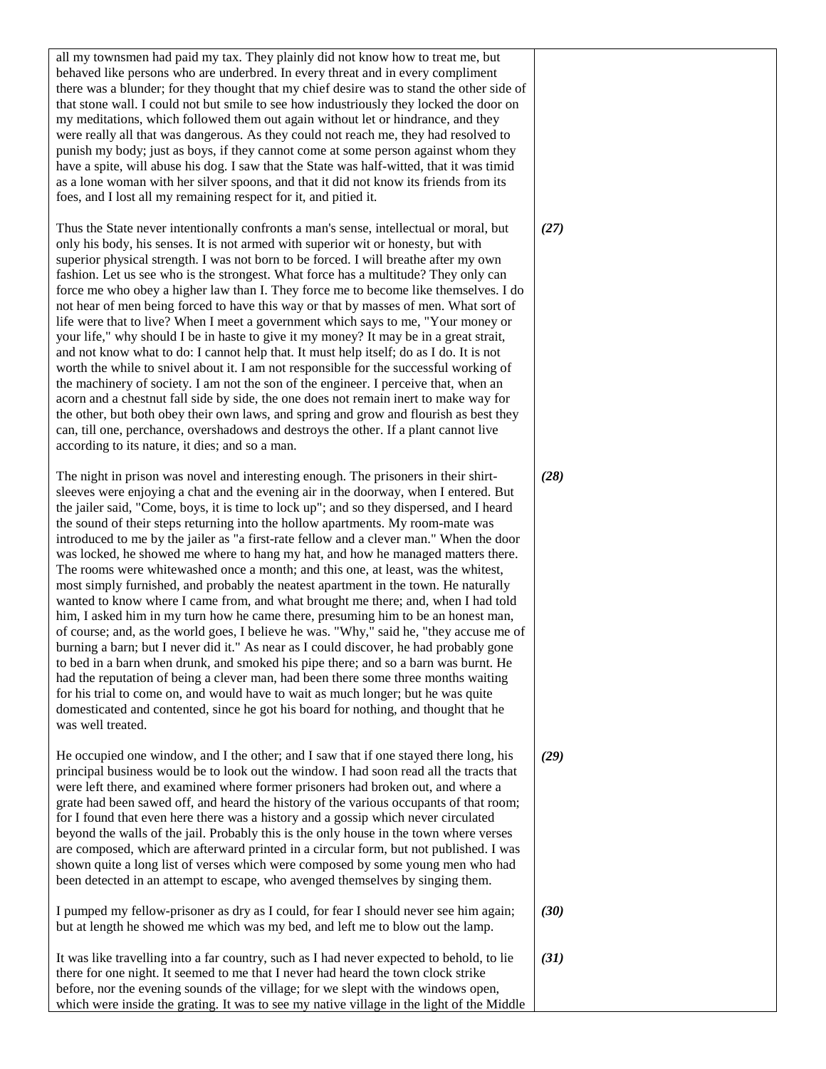all my townsmen had paid my tax. They plainly did not know how to treat me, but behaved like persons who are underbred. In every threat and in every compliment there was a blunder; for they thought that my chief desire was to stand the other side of that stone wall. I could not but smile to see how industriously they locked the door on my meditations, which followed them out again without let or hindrance, and they were really all that was dangerous. As they could not reach me, they had resolved to punish my body; just as boys, if they cannot come at some person against whom they have a spite, will abuse his dog. I saw that the State was half-witted, that it was timid as a lone woman with her silver spoons, and that it did not know its friends from its foes, and I lost all my remaining respect for it, and pitied it.

***(27)*** Thus the State never intentionally confronts a man's sense, intellectual or moral, but only his body, his senses. It is not armed with superior wit or honesty, but with superior physical strength. I was not born to be forced. I will breathe after my own fashion. Let us see who is the strongest. What force has a multitude? They only can force me who obey a higher law than I. They force me to become like themselves. I do not hear of men being forced to have this way or that by masses of men. What sort of life were that to live? When I meet a government which says to me, "Your money or your life," why should I be in haste to give it my money? It may be in a great strait, and not know what to do: I cannot help that. It must help itself; do as I do. It is not worth the while to snivel about it. I am not responsible for the successful working of the machinery of society. I am not the son of the engineer. I perceive that, when an acorn and a chestnut fall side by side, the one does not remain inert to make way for the other, but both obey their own laws, and spring and grow and flourish as best they can, till one, perchance, overshadows and destroys the other. If a plant cannot live according to its nature, it dies; and so a man.

***(28)*** The night in prison was novel and interesting enough. The prisoners in their shirt-sleeves were enjoying a chat and the evening air in the doorway, when I entered. But the jailer said, "Come, boys, it is time to lock up"; and so they dispersed, and I heard the sound of their steps returning into the hollow apartments. My room-mate was introduced to me by the jailer as "a first-rate fellow and a clever man." When the door was locked, he showed me where to hang my hat, and how he managed matters there. The rooms were whitewashed once a month; and this one, at least, was the whitest, most simply furnished, and probably the neatest apartment in the town. He naturally wanted to know where I came from, and what brought me there; and, when I had told him, I asked him in my turn how he came there, presuming him to be an honest man, of course; and, as the world goes, I believe he was. "Why," said he, "they accuse me of burning a barn; but I never did it." As near as I could discover, he had probably gone to bed in a barn when drunk, and smoked his pipe there; and so a barn was burnt. He had the reputation of being a clever man, had been there some three months waiting for his trial to come on, and would have to wait as much longer; but he was quite domesticated and contented, since he got his board for nothing, and thought that he was well treated.

***(29)*** He occupied one window, and I the other; and I saw that if one stayed there long, his principal business would be to look out the window. I had soon read all the tracts that were left there, and examined where former prisoners had broken out, and where a grate had been sawed off, and heard the history of the various occupants of that room; for I found that even here there was a history and a gossip which never circulated beyond the walls of the jail. Probably this is the only house in the town where verses are composed, which are afterward printed in a circular form, but not published. I was shown quite a long list of verses which were composed by some young men who had been detected in an attempt to escape, who avenged themselves by singing them.

***(30)*** I pumped my fellow-prisoner as dry as I could, for fear I should never see him again; but at length he showed me which was my bed, and left me to blow out the lamp.

***(31)*** It was like travelling into a far country, such as I had never expected to behold, to lie there for one night. It seemed to me that I never had heard the town clock strike before, nor the evening sounds of the village; for we slept with the windows open, which were inside the grating. It was to see my native village in the light of the Middle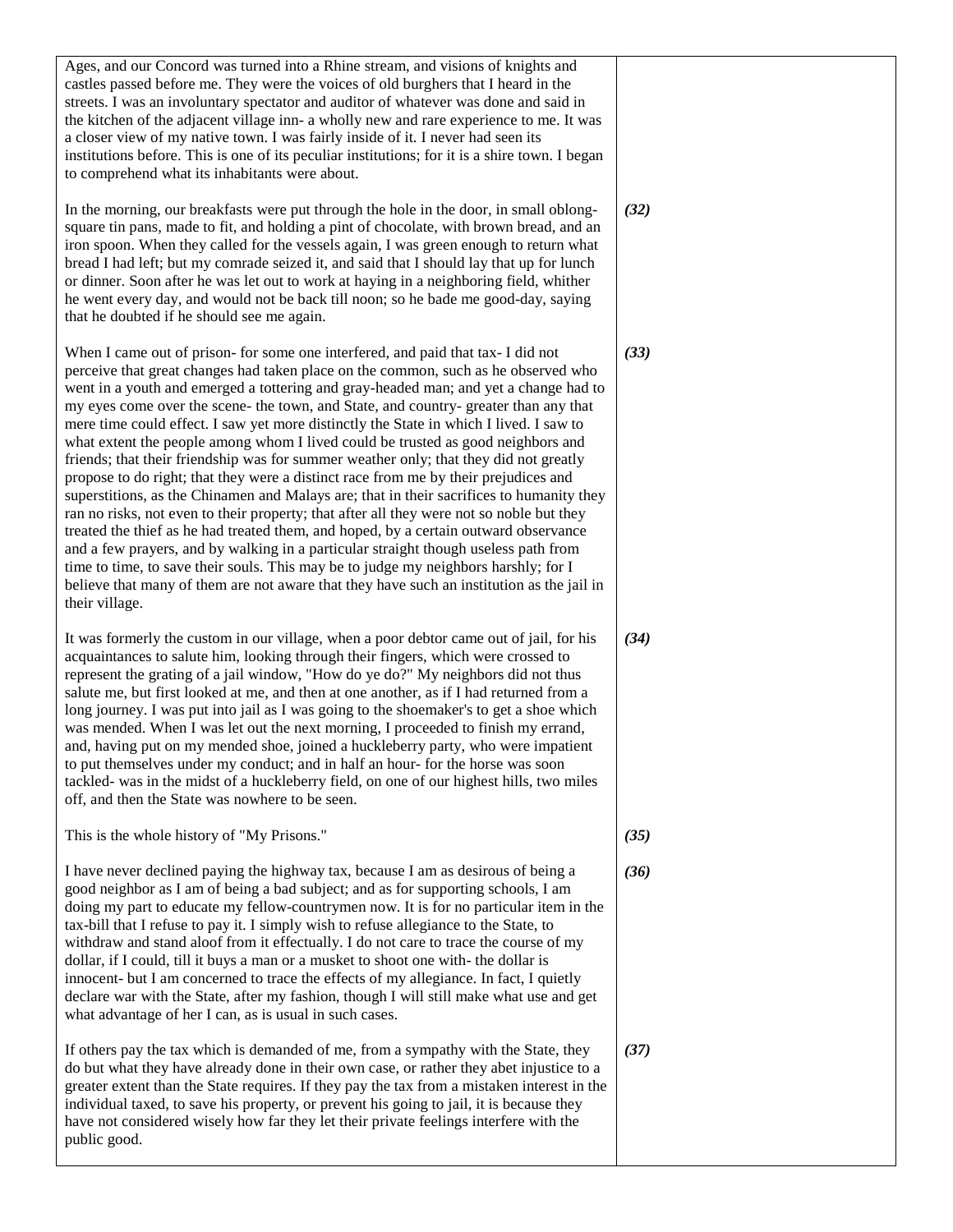Ages, and our Concord was turned into a Rhine stream, and visions of knights and castles passed before me. They were the voices of old burghers that I heard in the streets. I was an involuntary spectator and auditor of whatever was done and said in the kitchen of the adjacent village inn- a wholly new and rare experience to me. It was a closer view of my native town. I was fairly inside of it. I never had seen its institutions before. This is one of its peculiar institutions; for it is a shire town. I began to comprehend what its inhabitants were about.

***(32)*** In the morning, our breakfasts were put through the hole in the door, in small oblong-square tin pans, made to fit, and holding a pint of chocolate, with brown bread, and an iron spoon. When they called for the vessels again, I was green enough to return what bread I had left; but my comrade seized it, and said that I should lay that up for lunch or dinner. Soon after he was let out to work at haying in a neighboring field, whither he went every day, and would not be back till noon; so he bade me good-day, saying that he doubted if he should see me again.

***(33)*** When I came out of prison- for some one interfered, and paid that tax- I did not perceive that great changes had taken place on the common, such as he observed who went in a youth and emerged a tottering and gray-headed man; and yet a change had to my eyes come over the scene- the town, and State, and country- greater than any that mere time could effect. I saw yet more distinctly the State in which I lived. I saw to what extent the people among whom I lived could be trusted as good neighbors and friends; that their friendship was for summer weather only; that they did not greatly propose to do right; that they were a distinct race from me by their prejudices and superstitions, as the Chinamen and Malays are; that in their sacrifices to humanity they ran no risks, not even to their property; that after all they were not so noble but they treated the thief as he had treated them, and hoped, by a certain outward observance and a few prayers, and by walking in a particular straight though useless path from time to time, to save their souls. This may be to judge my neighbors harshly; for I believe that many of them are not aware that they have such an institution as the jail in their village.

***(34)*** It was formerly the custom in our village, when a poor debtor came out of jail, for his acquaintances to salute him, looking through their fingers, which were crossed to represent the grating of a jail window, "How do ye do?" My neighbors did not thus salute me, but first looked at me, and then at one another, as if I had returned from a long journey. I was put into jail as I was going to the shoemaker's to get a shoe which was mended. When I was let out the next morning, I proceeded to finish my errand, and, having put on my mended shoe, joined a huckleberry party, who were impatient to put themselves under my conduct; and in half an hour- for the horse was soon tackled- was in the midst of a huckleberry field, on one of our highest hills, two miles off, and then the State was nowhere to be seen.

***(35)*** This is the whole history of "My Prisons."

***(36)*** I have never declined paying the highway tax, because I am as desirous of being a good neighbor as I am of being a bad subject; and as for supporting schools, I am doing my part to educate my fellow-countrymen now. It is for no particular item in the tax-bill that I refuse to pay it. I simply wish to refuse allegiance to the State, to withdraw and stand aloof from it effectually. I do not care to trace the course of my dollar, if I could, till it buys a man or a musket to shoot one with- the dollar is innocent- but I am concerned to trace the effects of my allegiance. In fact, I quietly declare war with the State, after my fashion, though I will still make what use and get what advantage of her I can, as is usual in such cases.

***(37)*** If others pay the tax which is demanded of me, from a sympathy with the State, they do but what they have already done in their own case, or rather they abet injustice to a greater extent than the State requires. If they pay the tax from a mistaken interest in the individual taxed, to save his property, or prevent his going to jail, it is because they have not considered wisely how far they let their private feelings interfere with the public good.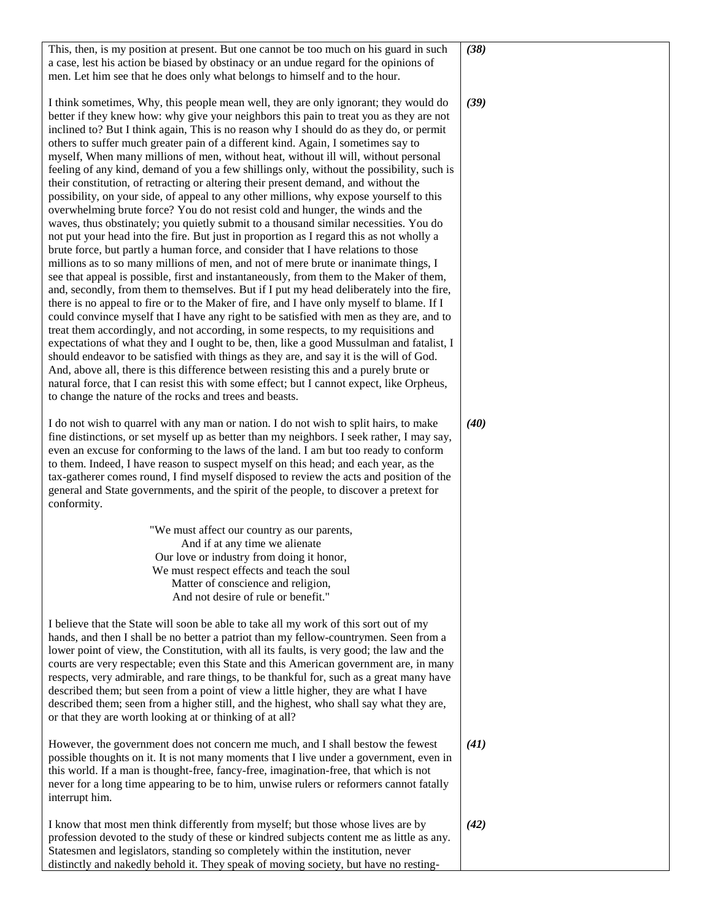| | |
|---|---|
| This, then, is my position at present. But one cannot be too much on his guard in such a case, lest his action be biased by obstinacy or an undue regard for the opinions of men. Let him see that he does only what belongs to himself and to the hour. | ***(38)*** |
| I think sometimes, Why, this people mean well, they are only ignorant; they would do better if they knew how: why give your neighbors this pain to treat you as they are not inclined to? But I think again, This is no reason why I should do as they do, or permit others to suffer much greater pain of a different kind. Again, I sometimes say to myself, When many millions of men, without heat, without ill will, without personal feeling of any kind, demand of you a few shillings only, without the possibility, such is their constitution, of retracting or altering their present demand, and without the possibility, on your side, of appeal to any other millions, why expose yourself to this overwhelming brute force? You do not resist cold and hunger, the winds and the waves, thus obstinately; you quietly submit to a thousand similar necessities. You do not put your head into the fire. But just in proportion as I regard this as not wholly a brute force, but partly a human force, and consider that I have relations to those millions as to so many millions of men, and not of mere brute or inanimate things, I see that appeal is possible, first and instantaneously, from them to the Maker of them, and, secondly, from them to themselves. But if I put my head deliberately into the fire, there is no appeal to fire or to the Maker of fire, and I have only myself to blame. If I could convince myself that I have any right to be satisfied with men as they are, and to treat them accordingly, and not according, in some respects, to my requisitions and expectations of what they and I ought to be, then, like a good Mussulman and fatalist, I should endeavor to be satisfied with things as they are, and say it is the will of God. And, above all, there is this difference between resisting this and a purely brute or natural force, that I can resist this with some effect; but I cannot expect, like Orpheus, to change the nature of the rocks and trees and beasts. | ***(39)*** |
| I do not wish to quarrel with any man or nation. I do not wish to split hairs, to make fine distinctions, or set myself up as better than my neighbors. I seek rather, I may say, even an excuse for conforming to the laws of the land. I am but too ready to conform to them. Indeed, I have reason to suspect myself on this head; and each year, as the tax-gatherer comes round, I find myself disposed to review the acts and position of the general and State governments, and the spirit of the people, to discover a pretext for conformity.<br><br>"We must affect our country as our parents,<br>And if at any time we alienate<br>Our love or industry from doing it honor,<br>We must respect effects and teach the soul<br>Matter of conscience and religion,<br>And not desire of rule or benefit."<br><br>I believe that the State will soon be able to take all my work of this sort out of my hands, and then I shall be no better a patriot than my fellow-countrymen. Seen from a lower point of view, the Constitution, with all its faults, is very good; the law and the courts are very respectable; even this State and this American government are, in many respects, very admirable, and rare things, to be thankful for, such as a great many have described them; but seen from a point of view a little higher, they are what I have described them; seen from a higher still, and the highest, who shall say what they are, or that they are worth looking at or thinking of at all? | ***(40)*** |
| However, the government does not concern me much, and I shall bestow the fewest possible thoughts on it. It is not many moments that I live under a government, even in this world. If a man is thought-free, fancy-free, imagination-free, that which is not never for a long time appearing to be to him, unwise rulers or reformers cannot fatally interrupt him. | ***(41)*** |
| I know that most men think differently from myself; but those whose lives are by profession devoted to the study of these or kindred subjects content me as little as any. Statesmen and legislators, standing so completely within the institution, never distinctly and nakedly behold it. They speak of moving society, but have no resting- | ***(42)*** |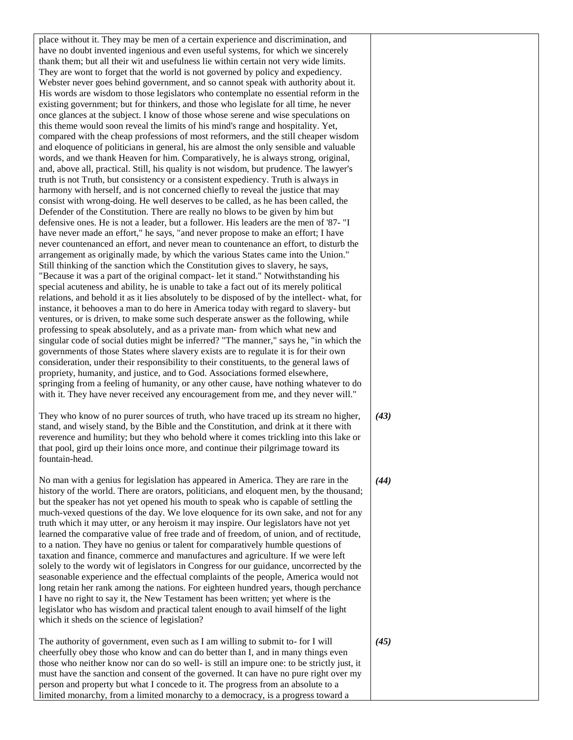place without it. They may be men of a certain experience and discrimination, and have no doubt invented ingenious and even useful systems, for which we sincerely thank them; but all their wit and usefulness lie within certain not very wide limits. They are wont to forget that the world is not governed by policy and expediency. Webster never goes behind government, and so cannot speak with authority about it. His words are wisdom to those legislators who contemplate no essential reform in the existing government; but for thinkers, and those who legislate for all time, he never once glances at the subject. I know of those whose serene and wise speculations on this theme would soon reveal the limits of his mind's range and hospitality. Yet, compared with the cheap professions of most reformers, and the still cheaper wisdom and eloquence of politicians in general, his are almost the only sensible and valuable words, and we thank Heaven for him. Comparatively, he is always strong, original, and, above all, practical. Still, his quality is not wisdom, but prudence. The lawyer's truth is not Truth, but consistency or a consistent expediency. Truth is always in harmony with herself, and is not concerned chiefly to reveal the justice that may consist with wrong-doing. He well deserves to be called, as he has been called, the Defender of the Constitution. There are really no blows to be given by him but defensive ones. He is not a leader, but a follower. His leaders are the men of '87- "I have never made an effort," he says, "and never propose to make an effort; I have never countenanced an effort, and never mean to countenance an effort, to disturb the arrangement as originally made, by which the various States came into the Union." Still thinking of the sanction which the Constitution gives to slavery, he says, "Because it was a part of the original compact- let it stand." Notwithstanding his special acuteness and ability, he is unable to take a fact out of its merely political relations, and behold it as it lies absolutely to be disposed of by the intellect- what, for instance, it behooves a man to do here in America today with regard to slavery- but ventures, or is driven, to make some such desperate answer as the following, while professing to speak absolutely, and as a private man- from which what new and singular code of social duties might be inferred? "The manner," says he, "in which the governments of those States where slavery exists are to regulate it is for their own consideration, under their responsibility to their constituents, to the general laws of propriety, humanity, and justice, and to God. Associations formed elsewhere, springing from a feeling of humanity, or any other cause, have nothing whatever to do with it. They have never received any encouragement from me, and they never will."

***(43)***

They who know of no purer sources of truth, who have traced up its stream no higher, stand, and wisely stand, by the Bible and the Constitution, and drink at it there with reverence and humility; but they who behold where it comes trickling into this lake or that pool, gird up their loins once more, and continue their pilgrimage toward its fountain-head.

***(44)***

No man with a genius for legislation has appeared in America. They are rare in the history of the world. There are orators, politicians, and eloquent men, by the thousand; but the speaker has not yet opened his mouth to speak who is capable of settling the much-vexed questions of the day. We love eloquence for its own sake, and not for any truth which it may utter, or any heroism it may inspire. Our legislators have not yet learned the comparative value of free trade and of freedom, of union, and of rectitude, to a nation. They have no genius or talent for comparatively humble questions of taxation and finance, commerce and manufactures and agriculture. If we were left solely to the wordy wit of legislators in Congress for our guidance, uncorrected by the seasonable experience and the effectual complaints of the people, America would not long retain her rank among the nations. For eighteen hundred years, though perchance I have no right to say it, the New Testament has been written; yet where is the legislator who has wisdom and practical talent enough to avail himself of the light which it sheds on the science of legislation?

***(45)***

The authority of government, even such as I am willing to submit to- for I will cheerfully obey those who know and can do better than I, and in many things even those who neither know nor can do so well- is still an impure one: to be strictly just, it must have the sanction and consent of the governed. It can have no pure right over my person and property but what I concede to it. The progress from an absolute to a limited monarchy, from a limited monarchy to a democracy, is a progress toward a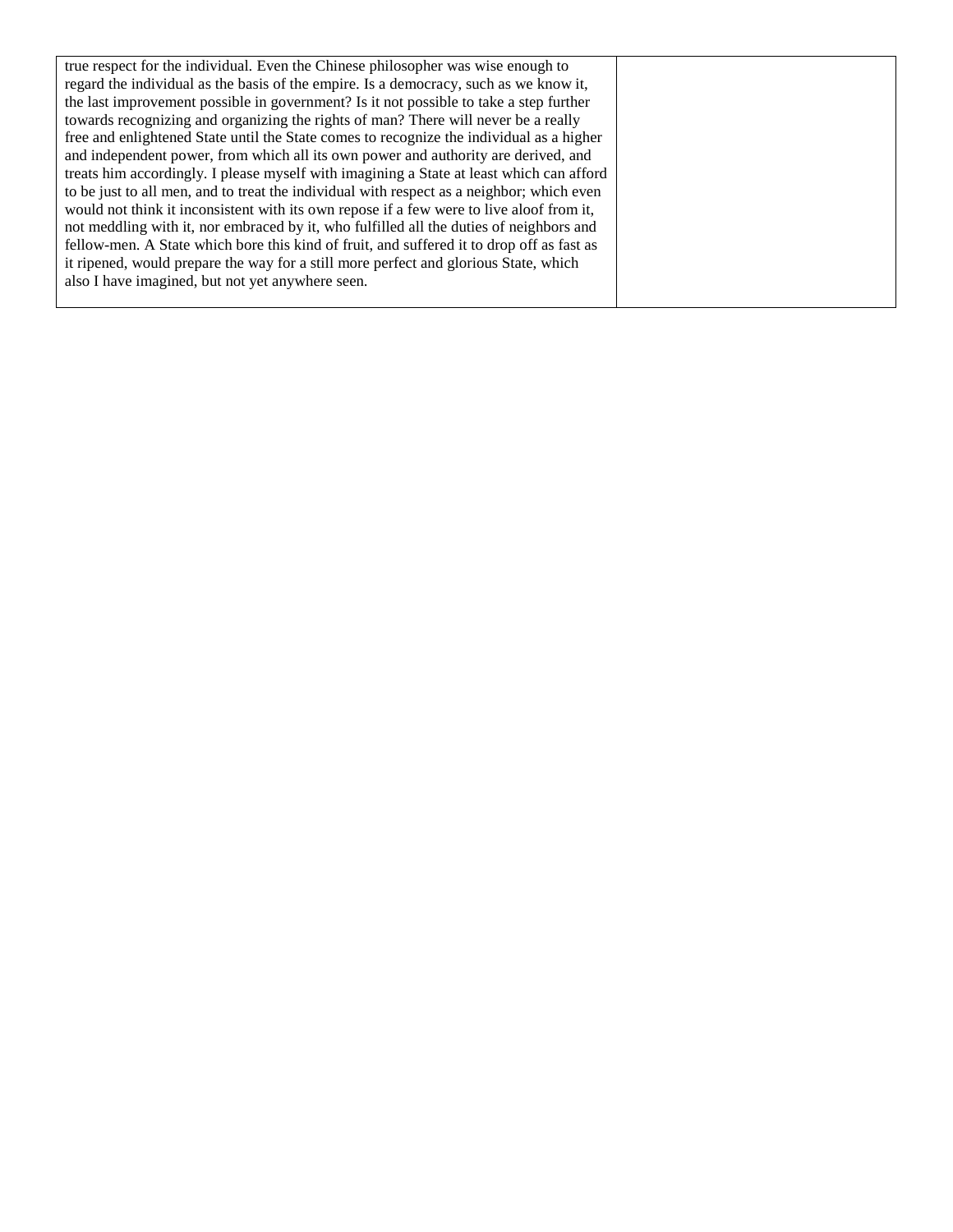| | |
|---|---|
| true respect for the individual. Even the Chinese philosopher was wise enough to regard the individual as the basis of the empire. Is a democracy, such as we know it, the last improvement possible in government? Is it not possible to take a step further towards recognizing and organizing the rights of man? There will never be a really free and enlightened State until the State comes to recognize the individual as a higher and independent power, from which all its own power and authority are derived, and treats him accordingly. I please myself with imagining a State at least which can afford to be just to all men, and to treat the individual with respect as a neighbor; which even would not think it inconsistent with its own repose if a few were to live aloof from it, not meddling with it, nor embraced by it, who fulfilled all the duties of neighbors and fellow-men. A State which bore this kind of fruit, and suffered it to drop off as fast as it ripened, would prepare the way for a still more perfect and glorious State, which also I have imagined, but not yet anywhere seen. | |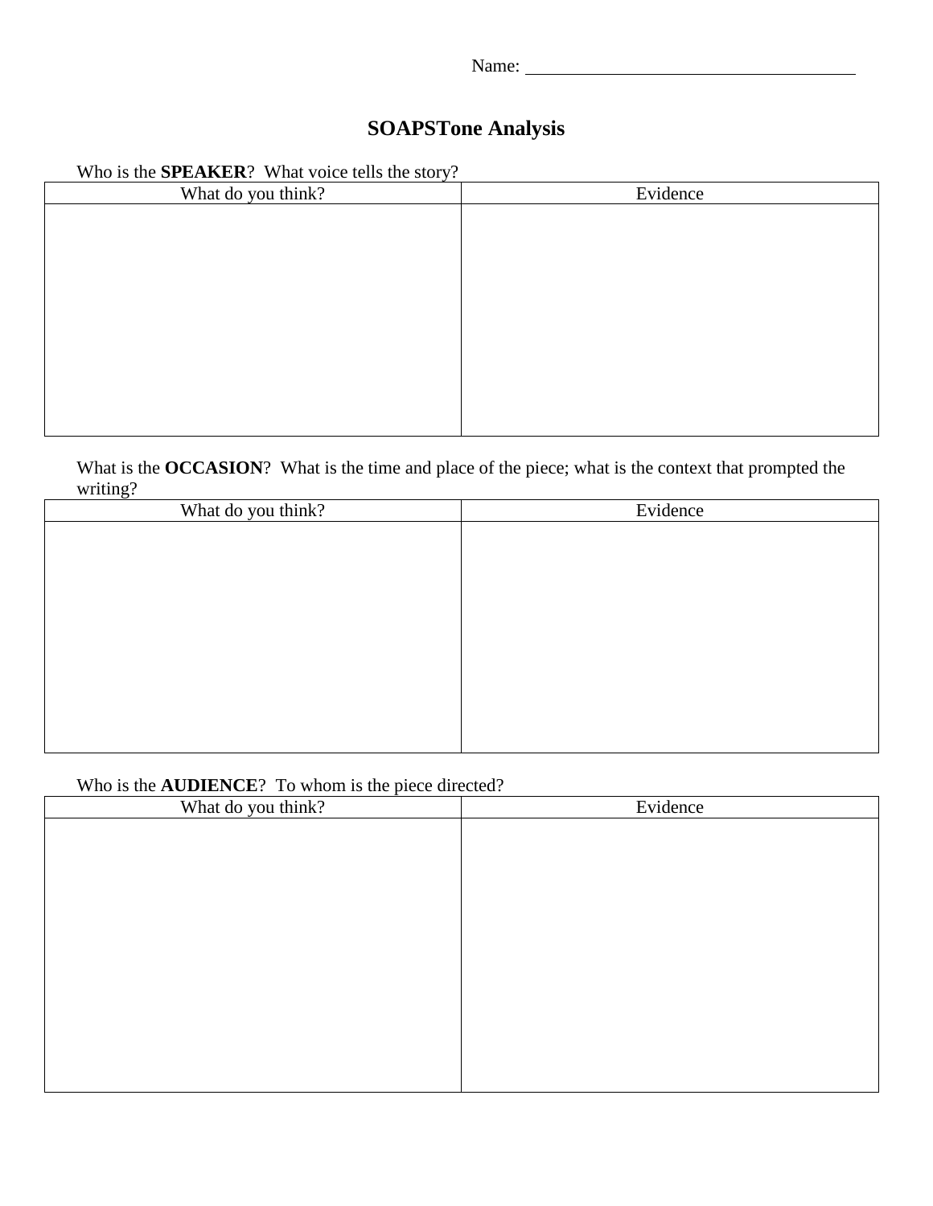Name: ____________________________________

# SOAPSTone Analysis

Who is the **SPEAKER**?  What voice tells the story?

| What do you think? | Evidence |
|---|---|
| | |

What is the **OCCASION**?  What is the time and place of the piece; what is the context that prompted the writing?

| What do you think? | Evidence |
|---|---|
| | |

Who is the **AUDIENCE**?  To whom is the piece directed?

| What do you think? | Evidence |
|---|---|
| | |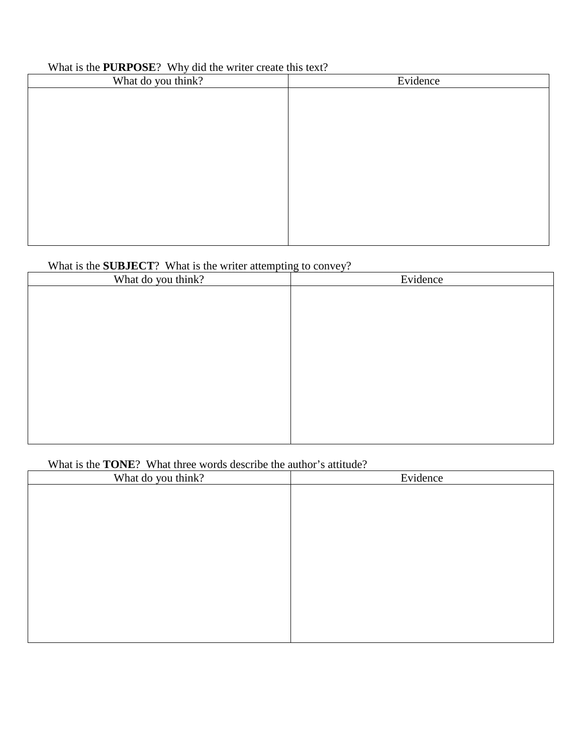What is the **PURPOSE**?  Why did the writer create this text?

| What do you think? | Evidence |
|---|---|
| | |

What is the **SUBJECT**?  What is the writer attempting to convey?

| What do you think? | Evidence |
|---|---|
| | |

What is the **TONE**?  What three words describe the author's attitude?

| What do you think? | Evidence |
|---|---|
| | |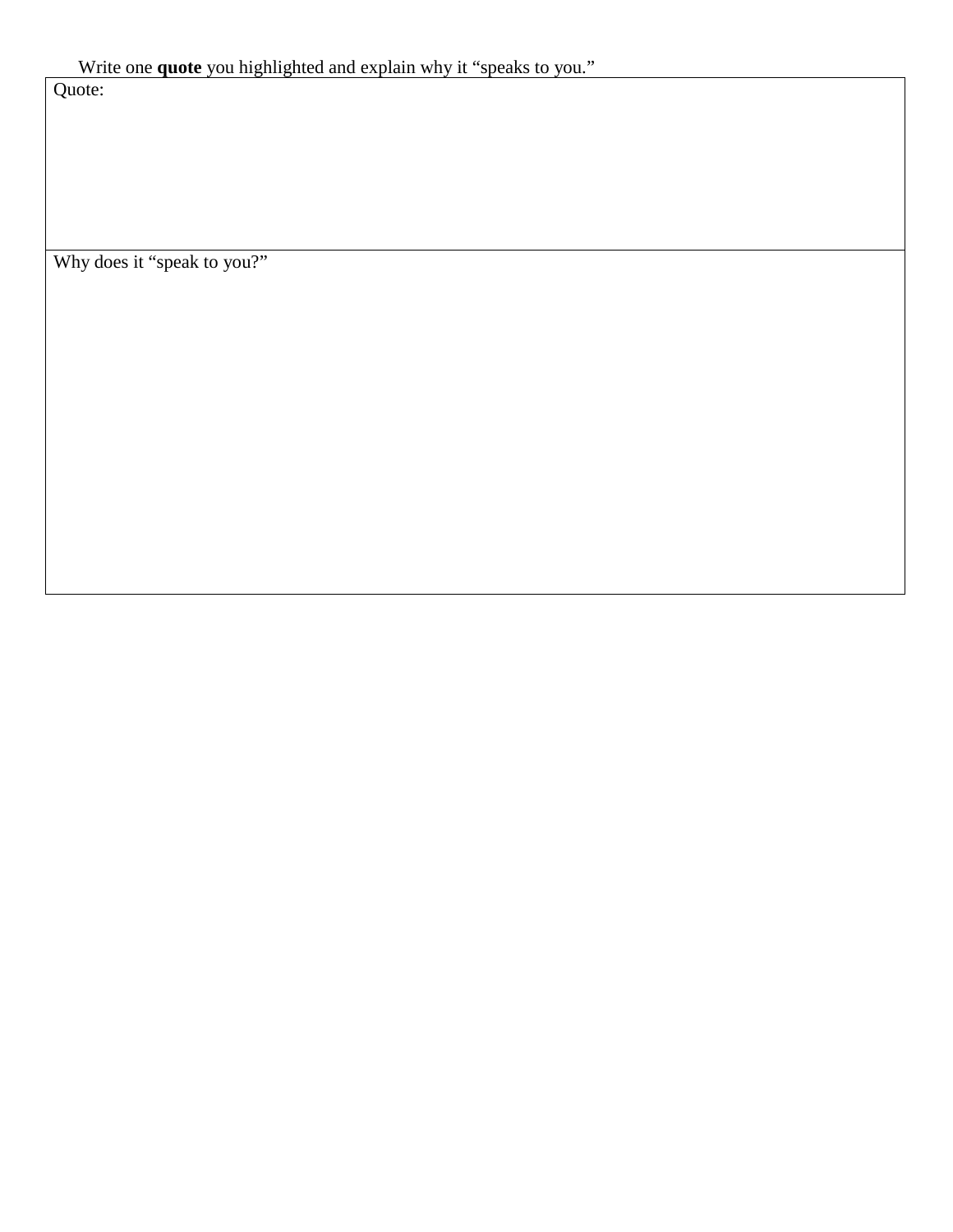Write one **quote** you highlighted and explain why it “speaks to you.”

| Quote: |
| --- |
| Why does it “speak to you?” |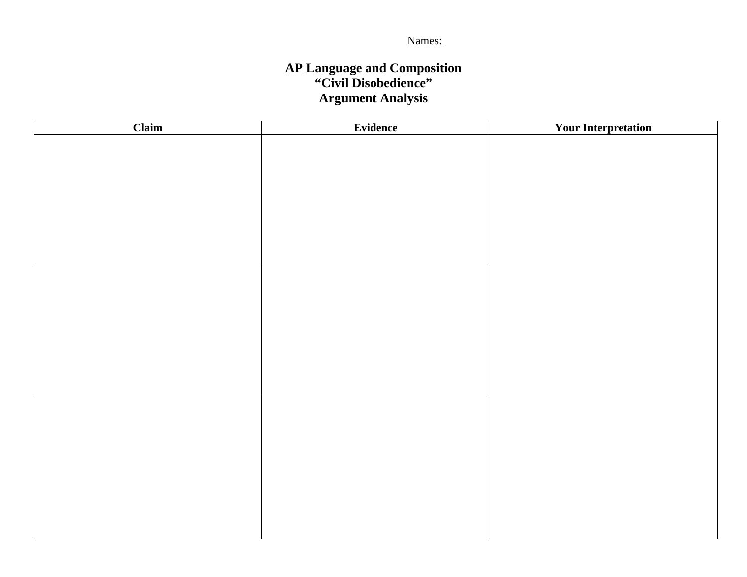Names: ______________________________________________

# AP Language and Composition
## "Civil Disobedience"
## Argument Analysis

| Claim | Evidence | Your Interpretation |
|---|---|---|
| | | |
| | | |
| | | |